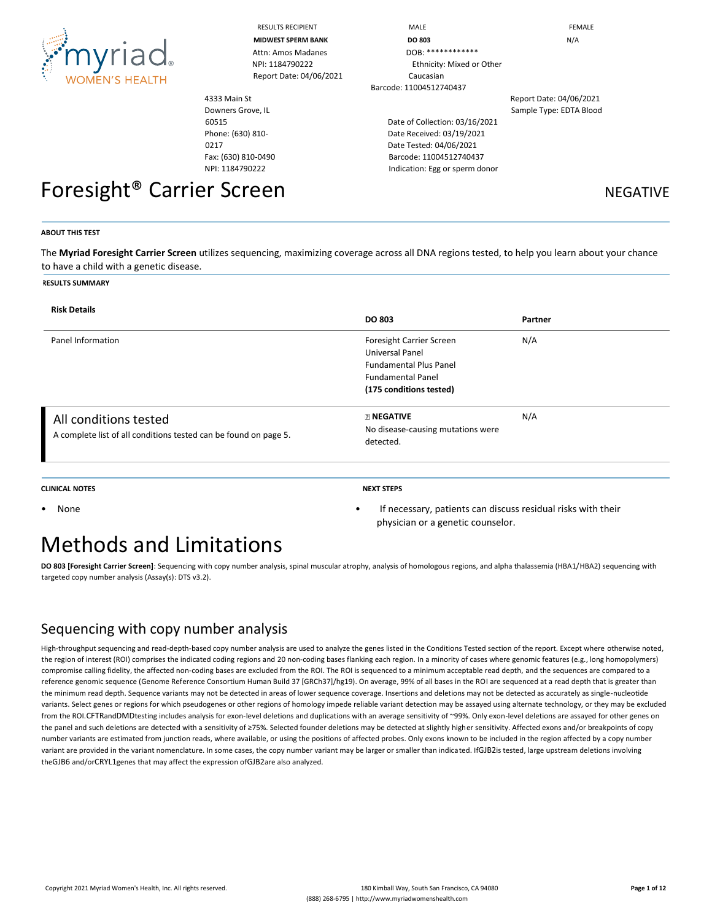RESULTS RECIPIENT

**MIDWEST SPERM BANK**

Attn: Amos Madanes

NPI: 1184790222

Report Date: 04/06/2021

MALE

**DO 803**

DOB: ************

Ethnicity: Mixed or Other Caucasian

Barcode: 11004512740437

FEMALE

N/A

4333 Main St
Downers Grove, IL 60515
Phone: (630) 810-0217
Fax: (630) 810-0490
NPI: 1184790222

Date of Collection: 03/16/2021
Date Received: 03/19/2021
Date Tested: 04/06/2021
Barcode: 11004512740437
Indication: Egg or sperm donor

Report Date: 04/06/2021
Sample Type: EDTA Blood

# Foresight® Carrier Screen

NEGATIVE

**ABOUT THIS TEST**

The **Myriad Foresight Carrier Screen** utilizes sequencing, maximizing coverage across all DNA regions tested, to help you learn about your chance to have a child with a genetic disease.

**RESULTS SUMMARY**

| **Risk Details** | **DO 803** | **Partner** |
|---|---|---|
| Panel Information | Foresight Carrier Screen<br>Universal Panel<br>Fundamental Plus Panel<br>Fundamental Panel<br>**(175 conditions tested)** | N/A |
| All conditions tested<br>A complete list of all conditions tested can be found on page 5. | **NEGATIVE**<br>No disease-causing mutations were detected. | N/A |

**CLINICAL NOTES**

- None

**NEXT STEPS**

- If necessary, patients can discuss residual risks with their physician or a genetic counselor.

# Methods and Limitations

**DO 803 [Foresight Carrier Screen]**: Sequencing with copy number analysis, spinal muscular atrophy, analysis of homologous regions, and alpha thalassemia (HBA1/HBA2) sequencing with targeted copy number analysis (Assay(s): DTS v3.2).

## Sequencing with copy number analysis

High-throughput sequencing and read-depth-based copy number analysis are used to analyze the genes listed in the Conditions Tested section of the report. Except where otherwise noted, the region of interest (ROI) comprises the indicated coding regions and 20 non-coding bases flanking each region. In a minority of cases where genomic features (e.g., long homopolymers) compromise calling fidelity, the affected non-coding bases are excluded from the ROI. The ROI is sequenced to a minimum acceptable read depth, and the sequences are compared to a reference genomic sequence (Genome Reference Consortium Human Build 37 [GRCh37]/hg19). On average, 99% of all bases in the ROI are sequenced at a read depth that is greater than the minimum read depth. Sequence variants may not be detected in areas of lower sequence coverage. Insertions and deletions may not be detected as accurately as single-nucleotide variants. Select genes or regions for which pseudogenes or other regions of homology impede reliable variant detection may be assayed using alternate technology, or they may be excluded from the ROI.CFTRandDMDtesting includes analysis for exon-level deletions and duplications with an average sensitivity of ~99%. Only exon-level deletions are assayed for other genes on the panel and such deletions are detected with a sensitivity of ≥75%. Selected founder deletions may be detected at slightly higher sensitivity. Affected exons and/or breakpoints of copy number variants are estimated from junction reads, where available, or using the positions of affected probes. Only exons known to be included in the region affected by a copy number variant are provided in the variant nomenclature. In some cases, the copy number variant may be larger or smaller than indicated. IfGJB2is tested, large upstream deletions involving theGJB6 and/orCRYL1genes that may affect the expression ofGJB2are also analyzed.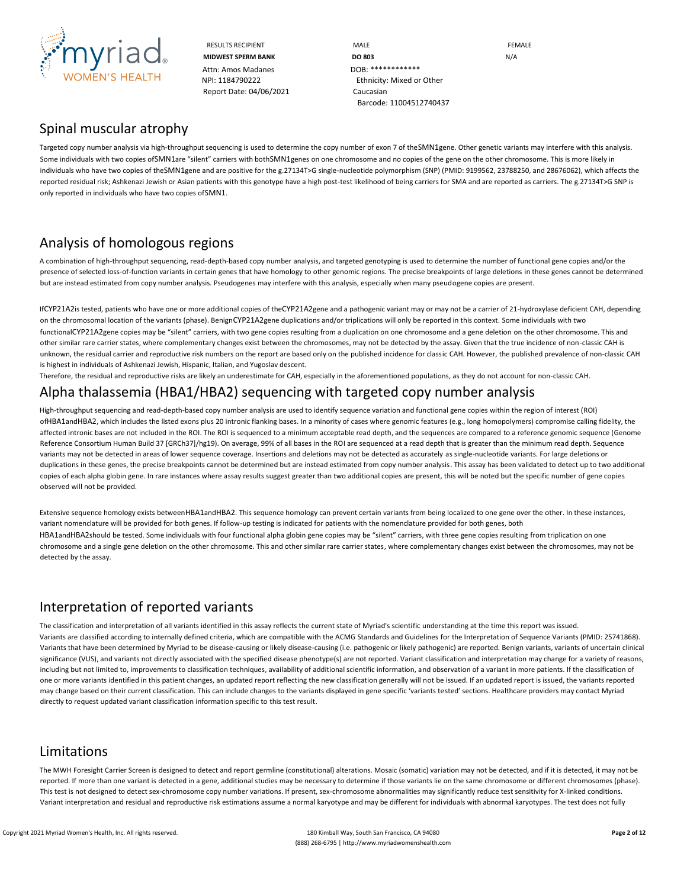| RESULTS RECIPIENT | MALE | FEMALE |
|---|---|---|
| **MIDWEST SPERM BANK** | **DO 803** | N/A |
| Attn: Amos Madanes | DOB: ************ | |
| NPI: 1184790222 | Ethnicity: Mixed or Other Caucasian | |
| Report Date: 04/06/2021 | Barcode: 11004512740437 | |

## Spinal muscular atrophy

Targeted copy number analysis via high-throughput sequencing is used to determine the copy number of exon 7 of the SMN1 gene. Other genetic variants may interfere with this analysis. Some individuals with two copies of SMN1 are "silent" carriers with both SMN1 genes on one chromosome and no copies of the gene on the other chromosome. This is more likely in individuals who have two copies of the SMN1 gene and are positive for the g.27134T>G single-nucleotide polymorphism (SNP) (PMID: 9199562, 23788250, and 28676062), which affects the reported residual risk; Ashkenazi Jewish or Asian patients with this genotype have a high post-test likelihood of being carriers for SMA and are reported as carriers. The g.27134T>G SNP is only reported in individuals who have two copies of SMN1.

## Analysis of homologous regions

A combination of high-throughput sequencing, read-depth-based copy number analysis, and targeted genotyping is used to determine the number of functional gene copies and/or the presence of selected loss-of-function variants in certain genes that have homology to other genomic regions. The precise breakpoints of large deletions in these genes cannot be determined but are instead estimated from copy number analysis. Pseudogenes may interfere with this analysis, especially when many pseudogene copies are present.

If CYP21A2 is tested, patients who have one or more additional copies of the CYP21A2 gene and a pathogenic variant may or may not be a carrier of 21-hydroxylase deficient CAH, depending on the chromosomal location of the variants (phase). Benign CYP21A2 gene duplications and/or triplications will only be reported in this context. Some individuals with two functional CYP21A2 gene copies may be "silent" carriers, with two gene copies resulting from a duplication on one chromosome and a gene deletion on the other chromosome. This and other similar rare carrier states, where complementary changes exist between the chromosomes, may not be detected by the assay. Given that the true incidence of non-classic CAH is unknown, the residual carrier and reproductive risk numbers on the report are based only on the published incidence for classic CAH. However, the published prevalence of non-classic CAH is highest in individuals of Ashkenazi Jewish, Hispanic, Italian, and Yugoslav descent.

Therefore, the residual and reproductive risks are likely an underestimate for CAH, especially in the aforementioned populations, as they do not account for non-classic CAH.

## Alpha thalassemia (HBA1/HBA2) sequencing with targeted copy number analysis

High-throughput sequencing and read-depth-based copy number analysis are used to identify sequence variation and functional gene copies within the region of interest (ROI) of HBA1 and HBA2, which includes the listed exons plus 20 intronic flanking bases. In a minority of cases where genomic features (e.g., long homopolymers) compromise calling fidelity, the affected intronic bases are not included in the ROI. The ROI is sequenced to a minimum acceptable read depth, and the sequences are compared to a reference genomic sequence (Genome Reference Consortium Human Build 37 [GRCh37]/hg19). On average, 99% of all bases in the ROI are sequenced at a read depth that is greater than the minimum read depth. Sequence variants may not be detected in areas of lower sequence coverage. Insertions and deletions may not be detected as accurately as single-nucleotide variants. For large deletions or duplications in these genes, the precise breakpoints cannot be determined but are instead estimated from copy number analysis. This assay has been validated to detect up to two additional copies of each alpha globin gene. In rare instances where assay results suggest greater than two additional copies are present, this will be noted but the specific number of gene copies observed will not be provided.

Extensive sequence homology exists between HBA1 and HBA2. This sequence homology can prevent certain variants from being localized to one gene over the other. In these instances, variant nomenclature will be provided for both genes. If follow-up testing is indicated for patients with the nomenclature provided for both genes, both HBA1 and HBA2 should be tested. Some individuals with four functional alpha globin gene copies may be "silent" carriers, with three gene copies resulting from triplication on one chromosome and a single gene deletion on the other chromosome. This and other similar rare carrier states, where complementary changes exist between the chromosomes, may not be detected by the assay.

## Interpretation of reported variants

The classification and interpretation of all variants identified in this assay reflects the current state of Myriad's scientific understanding at the time this report was issued. Variants are classified according to internally defined criteria, which are compatible with the ACMG Standards and Guidelines for the Interpretation of Sequence Variants (PMID: 25741868). Variants that have been determined by Myriad to be disease-causing or likely disease-causing (i.e. pathogenic or likely pathogenic) are reported. Benign variants, variants of uncertain clinical significance (VUS), and variants not directly associated with the specified disease phenotype(s) are not reported. Variant classification and interpretation may change for a variety of reasons, including but not limited to, improvements to classification techniques, availability of additional scientific information, and observation of a variant in more patients. If the classification of one or more variants identified in this patient changes, an updated report reflecting the new classification generally will not be issued. If an updated report is issued, the variants reported may change based on their current classification. This can include changes to the variants displayed in gene specific 'variants tested' sections. Healthcare providers may contact Myriad directly to request updated variant classification information specific to this test result.

## Limitations

The MWH Foresight Carrier Screen is designed to detect and report germline (constitutional) alterations. Mosaic (somatic) variation may not be detected, and if it is detected, it may not be reported. If more than one variant is detected in a gene, additional studies may be necessary to determine if those variants lie on the same chromosome or different chromosomes (phase). This test is not designed to detect sex-chromosome copy number variations. If present, sex-chromosome abnormalities may significantly reduce test sensitivity for X-linked conditions. Variant interpretation and residual and reproductive risk estimations assume a normal karyotype and may be different for individuals with abnormal karyotypes. The test does not fully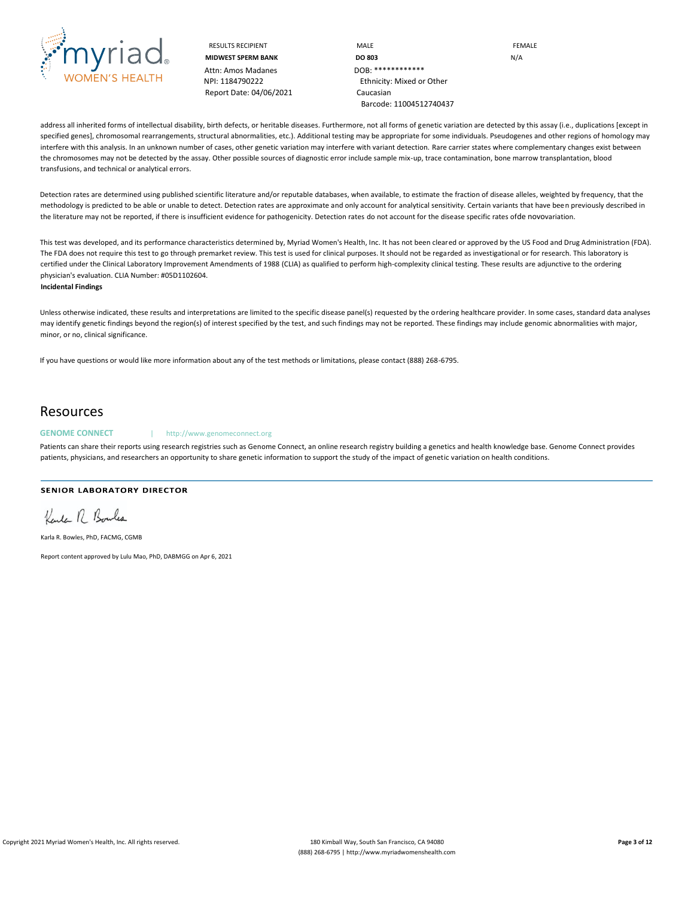RESULTS RECIPIENT
**MIDWEST SPERM BANK**
Attn: Amos Madanes
NPI: 1184790222
Report Date: 04/06/2021

MALE
**DO 803**
DOB: ************
Ethnicity: Mixed or Other Caucasian
Barcode: 11004512740437

FEMALE
N/A

address all inherited forms of intellectual disability, birth defects, or heritable diseases. Furthermore, not all forms of genetic variation are detected by this assay (i.e., duplications [except in specified genes], chromosomal rearrangements, structural abnormalities, etc.). Additional testing may be appropriate for some individuals. Pseudogenes and other regions of homology may interfere with this analysis. In an unknown number of cases, other genetic variation may interfere with variant detection. Rare carrier states where complementary changes exist between the chromosomes may not be detected by the assay. Other possible sources of diagnostic error include sample mix-up, trace contamination, bone marrow transplantation, blood transfusions, and technical or analytical errors.

Detection rates are determined using published scientific literature and/or reputable databases, when available, to estimate the fraction of disease alleles, weighted by frequency, that the methodology is predicted to be able or unable to detect. Detection rates are approximate and only account for analytical sensitivity. Certain variants that have been previously described in the literature may not be reported, if there is insufficient evidence for pathogenicity. Detection rates do not account for the disease specific rates ofde novovariation.

This test was developed, and its performance characteristics determined by, Myriad Women's Health, Inc. It has not been cleared or approved by the US Food and Drug Administration (FDA). The FDA does not require this test to go through premarket review. This test is used for clinical purposes. It should not be regarded as investigational or for research. This laboratory is certified under the Clinical Laboratory Improvement Amendments of 1988 (CLIA) as qualified to perform high-complexity clinical testing. These results are adjunctive to the ordering physician's evaluation. CLIA Number: #05D1102604.

**Incidental Findings**

Unless otherwise indicated, these results and interpretations are limited to the specific disease panel(s) requested by the ordering healthcare provider. In some cases, standard data analyses may identify genetic findings beyond the region(s) of interest specified by the test, and such findings may not be reported. These findings may include genomic abnormalities with major, minor, or no, clinical significance.

If you have questions or would like more information about any of the test methods or limitations, please contact (888) 268-6795.

## Resources

**GENOME CONNECT** | http://www.genomeconnect.org

Patients can share their reports using research registries such as Genome Connect, an online research registry building a genetics and health knowledge base. Genome Connect provides patients, physicians, and researchers an opportunity to share genetic information to support the study of the impact of genetic variation on health conditions.

**SENIOR LABORATORY DIRECTOR**

Karla R. Bowles

Karla R. Bowles, PhD, FACMG, CGMB

Report content approved by Lulu Mao, PhD, DABMGG on Apr 6, 2021

Copyright 2021 Myriad Women's Health, Inc. All rights reserved.

180 Kimball Way, South San Francisco, CA 94080
(888) 268-6795 | http://www.myriadwomenshealth.com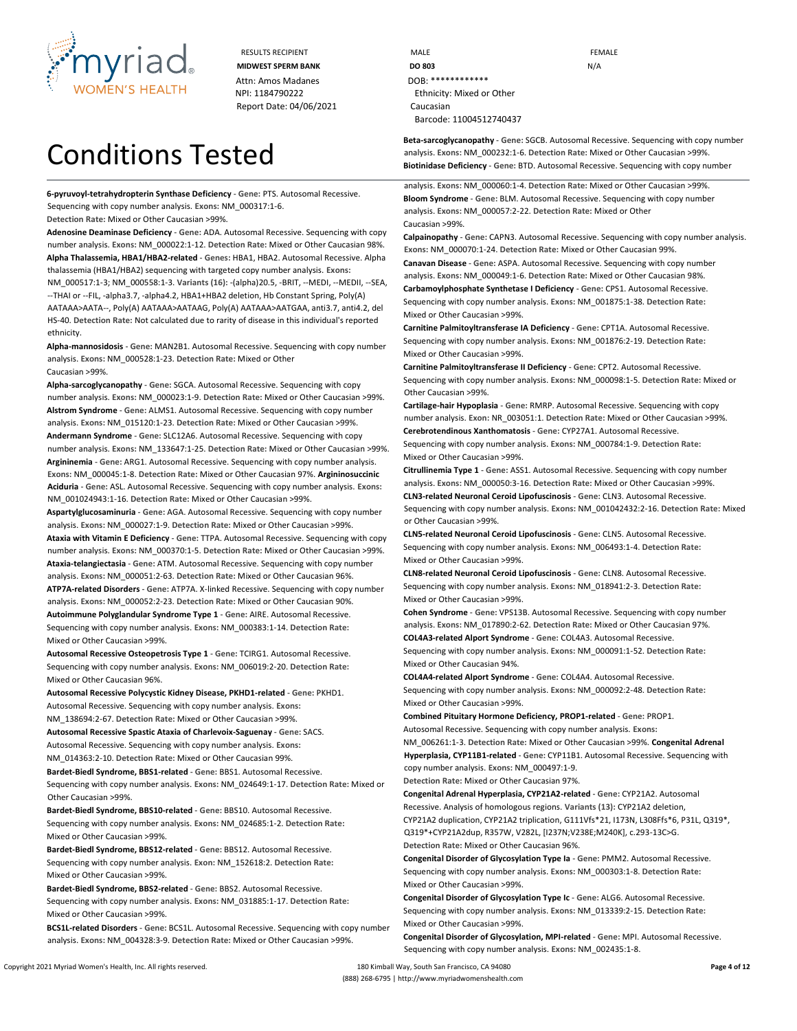RESULTS RECIPIENT
**MIDWEST SPERM BANK**
Attn: Amos Madanes
NPI: 1184790222
Report Date: 04/06/2021

MALE
**DO 803**
DOB: ************
Ethnicity: Mixed or Other Caucasian
Barcode: 11004512740437

FEMALE
N/A

# Conditions Tested

**6-pyruvoyl-tetrahydropterin Synthase Deficiency** - **Gene:** PTS. Autosomal Recessive. Sequencing with copy number analysis. **Exons:** NM_000317:1-6. **Detection Rate:** Mixed or Other Caucasian >99%.

**Adenosine Deaminase Deficiency** - **Gene:** ADA. Autosomal Recessive. Sequencing with copy number analysis. **Exons:** NM_000022:1-12. **Detection Rate:** Mixed or Other Caucasian 98%.

**Alpha Thalassemia, HBA1/HBA2-related** - **Genes:** HBA1, HBA2. Autosomal Recessive. Alpha thalassemia (HBA1/HBA2) sequencing with targeted copy number analysis. **Exons:** NM_000517:1-3; NM_000558:1-3. **Variants (16):** -(alpha)20.5, -BRIT, --MEDI, --MEDII, --SEA, --THAI or --FIL, -alpha3.7, -alpha4.2, HBA1+HBA2 deletion, Hb Constant Spring, Poly(A) AATAAA>AATA--, Poly(A) AATAAA>AATAAG, Poly(A) AATAAA>AATGAA, anti3.7, anti4.2, del HS-40. **Detection Rate:** Not calculated due to rarity of disease in this individual's reported ethnicity.

**Alpha-mannosidosis** - **Gene:** MAN2B1. Autosomal Recessive. Sequencing with copy number analysis. **Exons:** NM_000528:1-23. **Detection Rate:** Mixed or Other Caucasian >99%.

**Alpha-sarcoglycanopathy** - **Gene:** SGCA. Autosomal Recessive. Sequencing with copy number analysis. **Exons:** NM_000023:1-9. **Detection Rate:** Mixed or Other Caucasian >99%.

**Alstrom Syndrome** - **Gene:** ALMS1. Autosomal Recessive. Sequencing with copy number analysis. **Exons:** NM_015120:1-23. **Detection Rate:** Mixed or Other Caucasian >99%.

**Andermann Syndrome** - **Gene:** SLC12A6. Autosomal Recessive. Sequencing with copy number analysis. **Exons:** NM_133647:1-25. **Detection Rate:** Mixed or Other Caucasian >99%.

**Argininemia** - **Gene:** ARG1. Autosomal Recessive. Sequencing with copy number analysis. **Exons:** NM_000045:1-8. **Detection Rate:** Mixed or Other Caucasian 97%.

**Argininosuccinic Aciduria** - **Gene:** ASL. Autosomal Recessive. Sequencing with copy number analysis. **Exons:** NM_001024943:1-16. **Detection Rate:** Mixed or Other Caucasian >99%.

**Aspartylglucosaminuria** - **Gene:** AGA. Autosomal Recessive. Sequencing with copy number analysis. **Exons:** NM_000027:1-9. **Detection Rate:** Mixed or Other Caucasian >99%.

**Ataxia with Vitamin E Deficiency** - **Gene:** TTPA. Autosomal Recessive. Sequencing with copy number analysis. **Exons:** NM_000370:1-5. **Detection Rate:** Mixed or Other Caucasian >99%.

**Ataxia-telangiectasia** - **Gene:** ATM. Autosomal Recessive. Sequencing with copy number analysis. **Exons:** NM_000051:2-63. **Detection Rate:** Mixed or Other Caucasian 96%.

**ATP7A-related Disorders** - **Gene:** ATP7A. X-linked Recessive. Sequencing with copy number analysis. **Exons:** NM_000052:2-23. **Detection Rate:** Mixed or Other Caucasian 90%.

**Autoimmune Polyglandular Syndrome Type 1** - **Gene:** AIRE. Autosomal Recessive. Sequencing with copy number analysis. **Exons:** NM_000383:1-14. **Detection Rate:** Mixed or Other Caucasian >99%.

**Autosomal Recessive Osteopetrosis Type 1** - **Gene:** TCIRG1. Autosomal Recessive. Sequencing with copy number analysis. **Exons:** NM_006019:2-20. **Detection Rate:** Mixed or Other Caucasian 96%.

**Autosomal Recessive Polycystic Kidney Disease, PKHD1-related** - **Gene:** PKHD1. Autosomal Recessive. Sequencing with copy number analysis. **Exons:** NM_138694:2-67. **Detection Rate:** Mixed or Other Caucasian >99%.

**Autosomal Recessive Spastic Ataxia of Charlevoix-Saguenay** - **Gene:** SACS. Autosomal Recessive. Sequencing with copy number analysis. **Exons:** NM_014363:2-10. **Detection Rate:** Mixed or Other Caucasian 99%.

**Bardet-Biedl Syndrome, BBS1-related** - **Gene:** BBS1. Autosomal Recessive. Sequencing with copy number analysis. **Exons:** NM_024649:1-17. **Detection Rate:** Mixed or Other Caucasian >99%.

**Bardet-Biedl Syndrome, BBS10-related** - **Gene:** BBS10. Autosomal Recessive. Sequencing with copy number analysis. **Exons:** NM_024685:1-2. **Detection Rate:** Mixed or Other Caucasian >99%.

**Bardet-Biedl Syndrome, BBS12-related** - **Gene:** BBS12. Autosomal Recessive. Sequencing with copy number analysis. **Exon:** NM_152618:2. **Detection Rate:** Mixed or Other Caucasian >99%.

**Bardet-Biedl Syndrome, BBS2-related** - **Gene:** BBS2. Autosomal Recessive. Sequencing with copy number analysis. **Exons:** NM_031885:1-17. **Detection Rate:** Mixed or Other Caucasian >99%.

**BCS1L-related Disorders** - **Gene:** BCS1L. Autosomal Recessive. Sequencing with copy number analysis. **Exons:** NM_004328:3-9. **Detection Rate:** Mixed or Other Caucasian >99%.

**Beta-sarcoglycanopathy** - **Gene:** SGCB. Autosomal Recessive. Sequencing with copy number analysis. **Exons:** NM_000232:1-6. **Detection Rate:** Mixed or Other Caucasian >99%.

**Biotinidase Deficiency** - **Gene:** BTD. Autosomal Recessive. Sequencing with copy number analysis. **Exons:** NM_000060:1-4. **Detection Rate:** Mixed or Other Caucasian >99%.

**Bloom Syndrome** - **Gene:** BLM. Autosomal Recessive. Sequencing with copy number analysis. **Exons:** NM_000057:2-22. **Detection Rate:** Mixed or Other Caucasian >99%.

**Calpainopathy** - **Gene:** CAPN3. Autosomal Recessive. Sequencing with copy number analysis. **Exons:** NM_000070:1-24. **Detection Rate:** Mixed or Other Caucasian 99%.

**Canavan Disease** - **Gene:** ASPA. Autosomal Recessive. Sequencing with copy number analysis. **Exons:** NM_000049:1-6. **Detection Rate:** Mixed or Other Caucasian 98%.

**Carbamoylphosphate Synthetase I Deficiency** - **Gene:** CPS1. Autosomal Recessive. Sequencing with copy number analysis. **Exons:** NM_001875:1-38. **Detection Rate:** Mixed or Other Caucasian >99%.

**Carnitine Palmitoyltransferase IA Deficiency** - **Gene:** CPT1A. Autosomal Recessive. Sequencing with copy number analysis. **Exons:** NM_001876:2-19. **Detection Rate:** Mixed or Other Caucasian >99%.

**Carnitine Palmitoyltransferase II Deficiency** - **Gene:** CPT2. Autosomal Recessive. Sequencing with copy number analysis. **Exons:** NM_000098:1-5. **Detection Rate:** Mixed or Other Caucasian >99%.

**Cartilage-hair Hypoplasia** - **Gene:** RMRP. Autosomal Recessive. Sequencing with copy number analysis. **Exon:** NR_003051:1. **Detection Rate:** Mixed or Other Caucasian >99%.

**Cerebrotendinous Xanthomatosis** - **Gene:** CYP27A1. Autosomal Recessive. Sequencing with copy number analysis. **Exons:** NM_000784:1-9. **Detection Rate:** Mixed or Other Caucasian >99%.

**Citrullinemia Type 1** - **Gene:** ASS1. Autosomal Recessive. Sequencing with copy number analysis. **Exons:** NM_000050:3-16. **Detection Rate:** Mixed or Other Caucasian >99%.

**CLN3-related Neuronal Ceroid Lipofuscinosis** - **Gene:** CLN3. Autosomal Recessive. Sequencing with copy number analysis. **Exons:** NM_001042432:2-16. **Detection Rate:** Mixed or Other Caucasian >99%.

**CLN5-related Neuronal Ceroid Lipofuscinosis** - **Gene:** CLN5. Autosomal Recessive. Sequencing with copy number analysis. **Exons:** NM_006493:1-4. **Detection Rate:** Mixed or Other Caucasian >99%.

**CLN8-related Neuronal Ceroid Lipofuscinosis** - **Gene:** CLN8. Autosomal Recessive. Sequencing with copy number analysis. **Exons:** NM_018941:2-3. **Detection Rate:** Mixed or Other Caucasian >99%.

**Cohen Syndrome** - **Gene:** VPS13B. Autosomal Recessive. Sequencing with copy number analysis. **Exons:** NM_017890:2-62. **Detection Rate:** Mixed or Other Caucasian 97%.

**COL4A3-related Alport Syndrome** - **Gene:** COL4A3. Autosomal Recessive. Sequencing with copy number analysis. **Exons:** NM_000091:1-52. **Detection Rate:** Mixed or Other Caucasian 94%.

**COL4A4-related Alport Syndrome** - **Gene:** COL4A4. Autosomal Recessive. Sequencing with copy number analysis. **Exons:** NM_000092:2-48. **Detection Rate:** Mixed or Other Caucasian >99%.

**Combined Pituitary Hormone Deficiency, PROP1-related** - **Gene:** PROP1. Autosomal Recessive. Sequencing with copy number analysis. **Exons:** NM_006261:1-3. **Detection Rate:** Mixed or Other Caucasian >99%.

**Congenital Adrenal Hyperplasia, CYP11B1-related** - **Gene:** CYP11B1. Autosomal Recessive. Sequencing with copy number analysis. **Exons:** NM_000497:1-9. **Detection Rate:** Mixed or Other Caucasian 97%.

**Congenital Adrenal Hyperplasia, CYP21A2-related** - **Gene:** CYP21A2. Autosomal Recessive. Analysis of homologous regions. **Variants (13):** CYP21A2 deletion, CYP21A2 duplication, CYP21A2 triplication, G111Vfs*21, I173N, L308Ffs*6, P31L, Q319*, Q319*+CYP21A2dup, R357W, V282L, [I237N;V238E;M240K], c.293-13C>G. **Detection Rate:** Mixed or Other Caucasian 96%.

**Congenital Disorder of Glycosylation Type Ia** - **Gene:** PMM2. Autosomal Recessive. Sequencing with copy number analysis. **Exons:** NM_000303:1-8. **Detection Rate:** Mixed or Other Caucasian >99%.

**Congenital Disorder of Glycosylation Type Ic** - **Gene:** ALG6. Autosomal Recessive. Sequencing with copy number analysis. **Exons:** NM_013339:2-15. **Detection Rate:** Mixed or Other Caucasian >99%.

**Congenital Disorder of Glycosylation, MPI-related** - **Gene:** MPI. Autosomal Recessive. Sequencing with copy number analysis. **Exons:** NM_002435:1-8.

Copyright 2021 Myriad Women's Health, Inc. All rights reserved. 180 Kimball Way, South San Francisco, CA 94080 (888) 268-6795 | http://www.myriadwomenshealth.com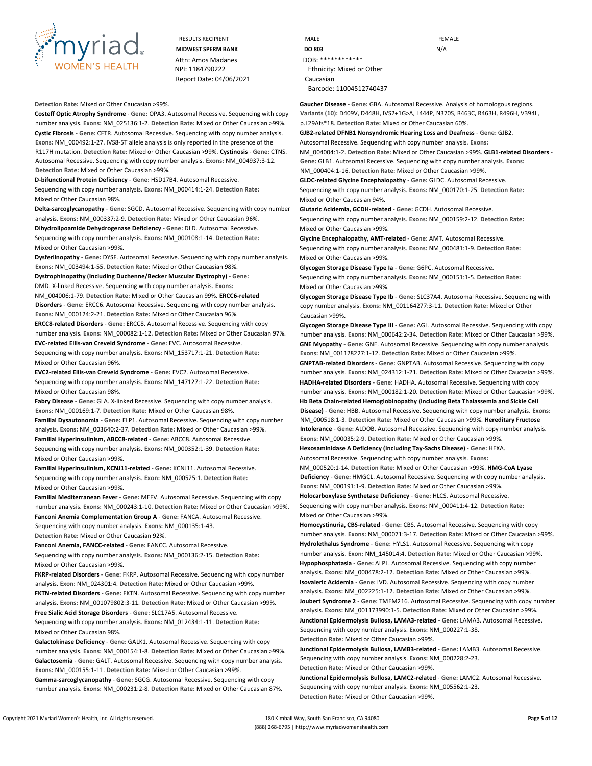RESULTS RECIPIENT
**MIDWEST SPERM BANK**
Attn: Amos Madanes
NPI: 1184790222
Report Date: 04/06/2021

MALE
**DO 803**
DOB: ************
Ethnicity: Mixed or Other Caucasian
Barcode: 11004512740437

FEMALE
N/A

**Detection Rate:** Mixed or Other Caucasian >99%.

**Costeff Optic Atrophy Syndrome** - **Gene:** OPA3. Autosomal Recessive. Sequencing with copy number analysis. **Exons:** NM_025136:1-2. **Detection Rate:** Mixed or Other Caucasian >99%.

**Cystic Fibrosis** - **Gene:** CFTR. Autosomal Recessive. Sequencing with copy number analysis. **Exons:** NM_000492:1-27. IVS8-5T allele analysis is only reported in the presence of the R117H mutation. **Detection Rate:** Mixed or Other Caucasian >99%.

**Cystinosis** - **Gene:** CTNS. Autosomal Recessive. Sequencing with copy number analysis. **Exons:** NM_004937:3-12. **Detection Rate:** Mixed or Other Caucasian >99%.

**D-bifunctional Protein Deficiency** - **Gene:** HSD17B4. Autosomal Recessive. Sequencing with copy number analysis. **Exons:** NM_000414:1-24. **Detection Rate:** Mixed or Other Caucasian 98%.

**Delta-sarcoglycanopathy** - **Gene:** SGCD. Autosomal Recessive. Sequencing with copy number analysis. **Exons:** NM_000337:2-9. **Detection Rate:** Mixed or Other Caucasian 96%.

**Dihydrolipoamide Dehydrogenase Deficiency** - **Gene:** DLD. Autosomal Recessive. Sequencing with copy number analysis. **Exons:** NM_000108:1-14. **Detection Rate:** Mixed or Other Caucasian >99%.

**Dysferlinopathy** - **Gene:** DYSF. Autosomal Recessive. Sequencing with copy number analysis. **Exons:** NM_003494:1-55. **Detection Rate:** Mixed or Other Caucasian 98%.

**Dystrophinopathy (Including Duchenne/Becker Muscular Dystrophy)** - **Gene:** DMD. X-linked Recessive. Sequencing with copy number analysis. **Exons:** NM_004006:1-79. **Detection Rate:** Mixed or Other Caucasian 99%.

**ERCC6-related Disorders** - **Gene:** ERCC6. Autosomal Recessive. Sequencing with copy number analysis. **Exons:** NM_000124:2-21. **Detection Rate:** Mixed or Other Caucasian 96%.

**ERCC8-related Disorders** - **Gene:** ERCC8. Autosomal Recessive. Sequencing with copy number analysis. **Exons:** NM_000082:1-12. **Detection Rate:** Mixed or Other Caucasian 97%.

**EVC-related Ellis-van Creveld Syndrome** - **Gene:** EVC. Autosomal Recessive. Sequencing with copy number analysis. **Exons:** NM_153717:1-21. **Detection Rate:** Mixed or Other Caucasian 96%.

**EVC2-related Ellis-van Creveld Syndrome** - **Gene:** EVC2. Autosomal Recessive. Sequencing with copy number analysis. **Exons:** NM_147127:1-22. **Detection Rate:** Mixed or Other Caucasian 98%.

**Fabry Disease** - **Gene:** GLA. X-linked Recessive. Sequencing with copy number analysis. **Exons:** NM_000169:1-7. **Detection Rate:** Mixed or Other Caucasian 98%.

**Familial Dysautonomia** - **Gene:** ELP1. Autosomal Recessive. Sequencing with copy number analysis. **Exons:** NM_003640:2-37. **Detection Rate:** Mixed or Other Caucasian >99%.

**Familial Hyperinsulinism, ABCC8-related** - **Gene:** ABCC8. Autosomal Recessive. Sequencing with copy number analysis. **Exons:** NM_000352:1-39. **Detection Rate:** Mixed or Other Caucasian >99%.

**Familial Hyperinsulinism, KCNJ11-related** - **Gene:** KCNJ11. Autosomal Recessive. Sequencing with copy number analysis. **Exon:** NM_000525:1. **Detection Rate:** Mixed or Other Caucasian >99%.

**Familial Mediterranean Fever** - **Gene:** MEFV. Autosomal Recessive. Sequencing with copy number analysis. **Exons:** NM_000243:1-10. **Detection Rate:** Mixed or Other Caucasian >99%.

**Fanconi Anemia Complementation Group A** - **Gene:** FANCA. Autosomal Recessive. Sequencing with copy number analysis. **Exons:** NM_000135:1-43. **Detection Rate:** Mixed or Other Caucasian 92%.

**Fanconi Anemia, FANCC-related** - **Gene:** FANCC. Autosomal Recessive. Sequencing with copy number analysis. **Exons:** NM_000136:2-15. **Detection Rate:** Mixed or Other Caucasian >99%.

**FKRP-related Disorders** - **Gene:** FKRP. Autosomal Recessive. Sequencing with copy number analysis. **Exon:** NM_024301:4. **Detection Rate:** Mixed or Other Caucasian >99%.

**FKTN-related Disorders** - **Gene:** FKTN. Autosomal Recessive. Sequencing with copy number analysis. **Exons:** NM_001079802:3-11. **Detection Rate:** Mixed or Other Caucasian >99%.

**Free Sialic Acid Storage Disorders** - **Gene:** SLC17A5. Autosomal Recessive. Sequencing with copy number analysis. **Exons:** NM_012434:1-11. **Detection Rate:** Mixed or Other Caucasian 98%.

**Galactokinase Deficiency** - **Gene:** GALK1. Autosomal Recessive. Sequencing with copy number analysis. **Exons:** NM_000154:1-8. **Detection Rate:** Mixed or Other Caucasian >99%.

**Galactosemia** - **Gene:** GALT. Autosomal Recessive. Sequencing with copy number analysis. **Exons:** NM_000155:1-11. **Detection Rate:** Mixed or Other Caucasian >99%.

**Gamma-sarcoglycanopathy** - **Gene:** SGCG. Autosomal Recessive. Sequencing with copy number analysis. **Exons:** NM_000231:2-8. **Detection Rate:** Mixed or Other Caucasian 87%.

**Gaucher Disease** - **Gene:** GBA. Autosomal Recessive. Analysis of homologous regions. **Variants (10):** D409V, D448H, IVS2+1G>A, L444P, N370S, R463C, R463H, R496H, V394L, p.L29Afs*18. **Detection Rate:** Mixed or Other Caucasian 60%.

**GJB2-related DFNB1 Nonsyndromic Hearing Loss and Deafness** - **Gene:** GJB2. Autosomal Recessive. Sequencing with copy number analysis. **Exons:** NM_004004:1-2. **Detection Rate:** Mixed or Other Caucasian >99%.

**GLB1-related Disorders** - **Gene:** GLB1. Autosomal Recessive. Sequencing with copy number analysis. **Exons:** NM_000404:1-16. **Detection Rate:** Mixed or Other Caucasian >99%.

**GLDC-related Glycine Encephalopathy** - **Gene:** GLDC. Autosomal Recessive. Sequencing with copy number analysis. **Exons:** NM_000170:1-25. **Detection Rate:** Mixed or Other Caucasian 94%.

**Glutaric Acidemia, GCDH-related** - **Gene:** GCDH. Autosomal Recessive. Sequencing with copy number analysis. **Exons:** NM_000159:2-12. **Detection Rate:** Mixed or Other Caucasian >99%.

**Glycine Encephalopathy, AMT-related** - **Gene:** AMT. Autosomal Recessive. Sequencing with copy number analysis. **Exons:** NM_000481:1-9. **Detection Rate:** Mixed or Other Caucasian >99%.

**Glycogen Storage Disease Type Ia** - **Gene:** G6PC. Autosomal Recessive. Sequencing with copy number analysis. **Exons:** NM_000151:1-5. **Detection Rate:** Mixed or Other Caucasian >99%.

**Glycogen Storage Disease Type Ib** - **Gene:** SLC37A4. Autosomal Recessive. Sequencing with copy number analysis. **Exons:** NM_001164277:3-11. **Detection Rate:** Mixed or Other Caucasian >99%.

**Glycogen Storage Disease Type III** - **Gene:** AGL. Autosomal Recessive. Sequencing with copy number analysis. **Exons:** NM_000642:2-34. **Detection Rate:** Mixed or Other Caucasian >99%.

**GNE Myopathy** - **Gene:** GNE. Autosomal Recessive. Sequencing with copy number analysis. **Exons:** NM_001128227:1-12. **Detection Rate:** Mixed or Other Caucasian >99%.

**GNPTAB-related Disorders** - **Gene:** GNPTAB. Autosomal Recessive. Sequencing with copy number analysis. **Exons:** NM_024312:1-21. **Detection Rate:** Mixed or Other Caucasian >99%.

**HADHA-related Disorders** - **Gene:** HADHA. Autosomal Recessive. Sequencing with copy number analysis. **Exons:** NM_000182:1-20. **Detection Rate:** Mixed or Other Caucasian >99%.

**Hb Beta Chain-related Hemoglobinopathy (Including Beta Thalassemia and Sickle Cell Disease)** - **Gene:** HBB. Autosomal Recessive. Sequencing with copy number analysis. **Exons:** NM_000518:1-3. **Detection Rate:** Mixed or Other Caucasian >99%.

**Hereditary Fructose Intolerance** - **Gene:** ALDOB. Autosomal Recessive. Sequencing with copy number analysis. **Exons:** NM_000035:2-9. **Detection Rate:** Mixed or Other Caucasian >99%.

**Hexosaminidase A Deficiency (Including Tay-Sachs Disease)** - **Gene:** HEXA. Autosomal Recessive. Sequencing with copy number analysis. **Exons:** NM_000520:1-14. **Detection Rate:** Mixed or Other Caucasian >99%.

**HMG-CoA Lyase Deficiency** - **Gene:** HMGCL. Autosomal Recessive. Sequencing with copy number analysis. **Exons:** NM_000191:1-9. **Detection Rate:** Mixed or Other Caucasian >99%.

**Holocarboxylase Synthetase Deficiency** - **Gene:** HLCS. Autosomal Recessive. Sequencing with copy number analysis. **Exons:** NM_000411:4-12. **Detection Rate:** Mixed or Other Caucasian >99%.

**Homocystinuria, CBS-related** - **Gene:** CBS. Autosomal Recessive. Sequencing with copy number analysis. **Exons:** NM_000071:3-17. **Detection Rate:** Mixed or Other Caucasian >99%.

**Hydrolethalus Syndrome** - **Gene:** HYLS1. Autosomal Recessive. Sequencing with copy number analysis. **Exon:** NM_145014:4. **Detection Rate:** Mixed or Other Caucasian >99%.

**Hypophosphatasia** - **Gene:** ALPL. Autosomal Recessive. Sequencing with copy number analysis. **Exons:** NM_000478:2-12. **Detection Rate:** Mixed or Other Caucasian >99%.

**Isovaleric Acidemia** - **Gene:** IVD. Autosomal Recessive. Sequencing with copy number analysis. **Exons:** NM_002225:1-12. **Detection Rate:** Mixed or Other Caucasian >99%.

**Joubert Syndrome 2** - **Gene:** TMEM216. Autosomal Recessive. Sequencing with copy number analysis. **Exons:** NM_001173990:1-5. **Detection Rate:** Mixed or Other Caucasian >99%.

**Junctional Epidermolysis Bullosa, LAMA3-related** - **Gene:** LAMA3. Autosomal Recessive. Sequencing with copy number analysis. **Exons:** NM_000227:1-38. **Detection Rate:** Mixed or Other Caucasian >99%.

**Junctional Epidermolysis Bullosa, LAMB3-related** - **Gene:** LAMB3. Autosomal Recessive. Sequencing with copy number analysis. **Exons:** NM_000228:2-23. **Detection Rate:** Mixed or Other Caucasian >99%.

**Junctional Epidermolysis Bullosa, LAMC2-related** - **Gene:** LAMC2. Autosomal Recessive. Sequencing with copy number analysis. **Exons:** NM_005562:1-23. **Detection Rate:** Mixed or Other Caucasian >99%.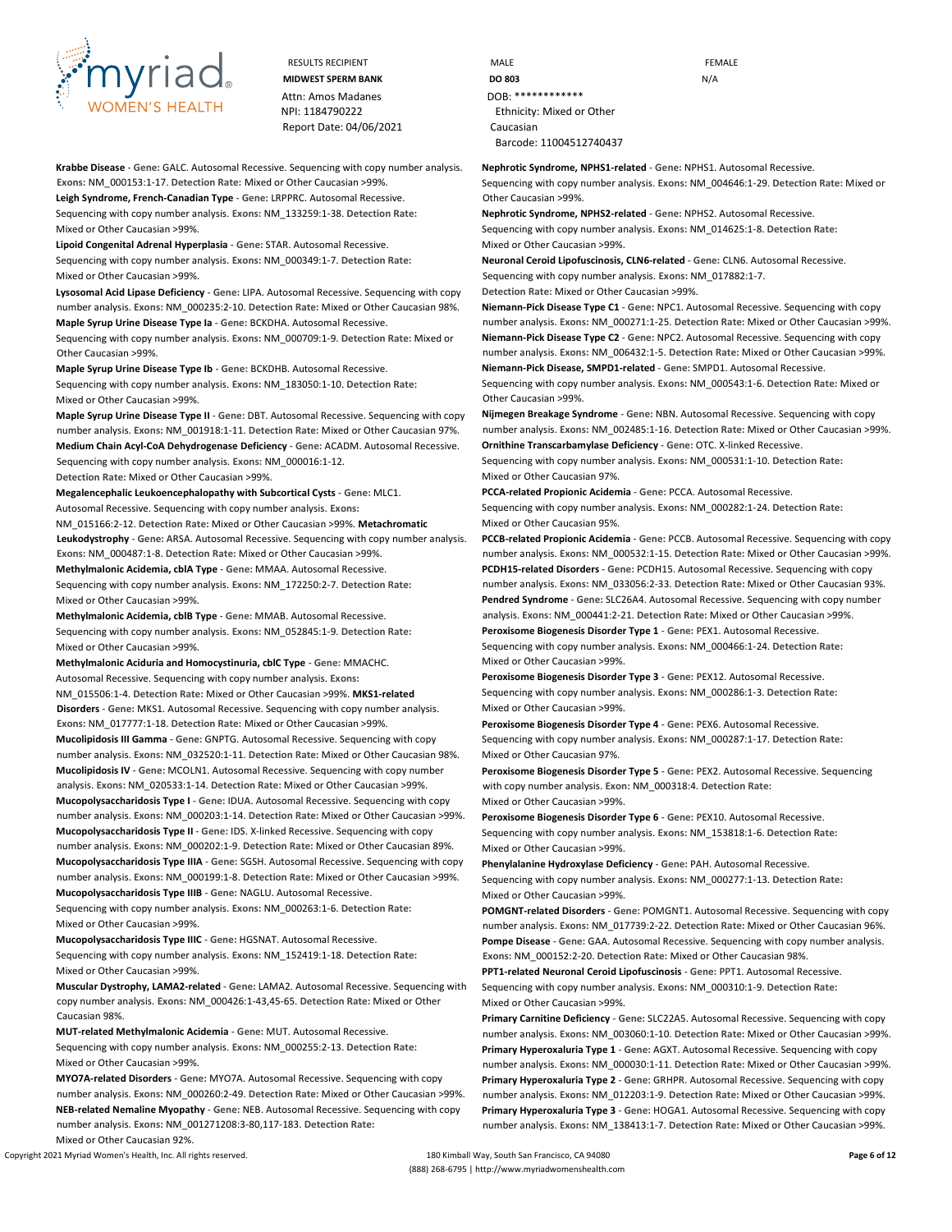RESULTS RECIPIENT
**MIDWEST SPERM BANK**
Attn: Amos Madanes
NPI: 1184790222
Report Date: 04/06/2021

MALE
**DO 803**
DOB: ************
Ethnicity: Mixed or Other Caucasian
Barcode: 11004512740437

FEMALE
N/A

**Krabbe Disease** - **Gene:** GALC. Autosomal Recessive. Sequencing with copy number analysis. **Exons:** NM_000153:1-17. **Detection Rate:** Mixed or Other Caucasian >99%.

**Leigh Syndrome, French-Canadian Type** - **Gene:** LRPPRC. Autosomal Recessive. Sequencing with copy number analysis. **Exons:** NM_133259:1-38. **Detection Rate:** Mixed or Other Caucasian >99%.

**Lipoid Congenital Adrenal Hyperplasia** - **Gene:** STAR. Autosomal Recessive. Sequencing with copy number analysis. **Exons:** NM_000349:1-7. **Detection Rate:** Mixed or Other Caucasian >99%.

**Lysosomal Acid Lipase Deficiency** - **Gene:** LIPA. Autosomal Recessive. Sequencing with copy number analysis. **Exons:** NM_000235:2-10. **Detection Rate:** Mixed or Other Caucasian 98%.

**Maple Syrup Urine Disease Type Ia** - **Gene:** BCKDHA. Autosomal Recessive. Sequencing with copy number analysis. **Exons:** NM_000709:1-9. **Detection Rate:** Mixed or Other Caucasian >99%.

**Maple Syrup Urine Disease Type Ib** - **Gene:** BCKDHB. Autosomal Recessive. Sequencing with copy number analysis. **Exons:** NM_183050:1-10. **Detection Rate:** Mixed or Other Caucasian >99%.

**Maple Syrup Urine Disease Type II** - **Gene:** DBT. Autosomal Recessive. Sequencing with copy number analysis. **Exons:** NM_001918:1-11. **Detection Rate:** Mixed or Other Caucasian 97%.

**Medium Chain Acyl-CoA Dehydrogenase Deficiency** - **Gene:** ACADM. Autosomal Recessive. Sequencing with copy number analysis. **Exons:** NM_000016:1-12. **Detection Rate:** Mixed or Other Caucasian >99%.

**Megalencephalic Leukoencephalopathy with Subcortical Cysts** - **Gene:** MLC1. Autosomal Recessive. Sequencing with copy number analysis. **Exons:** NM_015166:2-12. **Detection Rate:** Mixed or Other Caucasian >99%.

**Metachromatic Leukodystrophy** - **Gene:** ARSA. Autosomal Recessive. Sequencing with copy number analysis. **Exons:** NM_000487:1-8. **Detection Rate:** Mixed or Other Caucasian >99%.

**Methylmalonic Acidemia, cblA Type** - **Gene:** MMAA. Autosomal Recessive. Sequencing with copy number analysis. **Exons:** NM_172250:2-7. **Detection Rate:** Mixed or Other Caucasian >99%.

**Methylmalonic Acidemia, cblB Type** - **Gene:** MMAB. Autosomal Recessive. Sequencing with copy number analysis. **Exons:** NM_052845:1-9. **Detection Rate:** Mixed or Other Caucasian >99%.

**Methylmalonic Aciduria and Homocystinuria, cblC Type** - **Gene:** MMACHC. Autosomal Recessive. Sequencing with copy number analysis. **Exons:** NM_015506:1-4. **Detection Rate:** Mixed or Other Caucasian >99%.

**MKS1-related Disorders** - **Gene:** MKS1. Autosomal Recessive. Sequencing with copy number analysis. **Exons:** NM_017777:1-18. **Detection Rate:** Mixed or Other Caucasian >99%.

**Mucolipidosis III Gamma** - **Gene:** GNPTG. Autosomal Recessive. Sequencing with copy number analysis. **Exons:** NM_032520:1-11. **Detection Rate:** Mixed or Other Caucasian 98%.

**Mucolipidosis IV** - **Gene:** MCOLN1. Autosomal Recessive. Sequencing with copy number analysis. **Exons:** NM_020533:1-14. **Detection Rate:** Mixed or Other Caucasian >99%.

**Mucopolysaccharidosis Type I** - **Gene:** IDUA. Autosomal Recessive. Sequencing with copy number analysis. **Exons:** NM_000203:1-14. **Detection Rate:** Mixed or Other Caucasian >99%.

**Mucopolysaccharidosis Type II** - **Gene:** IDS. X-linked Recessive. Sequencing with copy number analysis. **Exons:** NM_000202:1-9. **Detection Rate:** Mixed or Other Caucasian 89%.

**Mucopolysaccharidosis Type IIIA** - **Gene:** SGSH. Autosomal Recessive. Sequencing with copy number analysis. **Exons:** NM_000199:1-8. **Detection Rate:** Mixed or Other Caucasian >99%.

**Mucopolysaccharidosis Type IIIB** - **Gene:** NAGLU. Autosomal Recessive. Sequencing with copy number analysis. **Exons:** NM_000263:1-6. **Detection Rate:** Mixed or Other Caucasian >99%.

**Mucopolysaccharidosis Type IIIC** - **Gene:** HGSNAT. Autosomal Recessive. Sequencing with copy number analysis. **Exons:** NM_152419:1-18. **Detection Rate:** Mixed or Other Caucasian >99%.

**Muscular Dystrophy, LAMA2-related** - **Gene:** LAMA2. Autosomal Recessive. Sequencing with copy number analysis. **Exons:** NM_000426:1-43,45-65. **Detection Rate:** Mixed or Other Caucasian 98%.

**MUT-related Methylmalonic Acidemia** - **Gene:** MUT. Autosomal Recessive. Sequencing with copy number analysis. **Exons:** NM_000255:2-13. **Detection Rate:** Mixed or Other Caucasian >99%.

**MYO7A-related Disorders** - **Gene:** MYO7A. Autosomal Recessive. Sequencing with copy number analysis. **Exons:** NM_000260:2-49. **Detection Rate:** Mixed or Other Caucasian >99%.

**NEB-related Nemaline Myopathy** - **Gene:** NEB. Autosomal Recessive. Sequencing with copy number analysis. **Exons:** NM_001271208:3-80,117-183. **Detection Rate:** Mixed or Other Caucasian 92%.

**Nephrotic Syndrome, NPHS1-related** - **Gene:** NPHS1. Autosomal Recessive. Sequencing with copy number analysis. **Exons:** NM_004646:1-29. **Detection Rate:** Mixed or Other Caucasian >99%.

**Nephrotic Syndrome, NPHS2-related** - **Gene:** NPHS2. Autosomal Recessive. Sequencing with copy number analysis. **Exons:** NM_014625:1-8. **Detection Rate:** Mixed or Other Caucasian >99%.

**Neuronal Ceroid Lipofuscinosis, CLN6-related** - **Gene:** CLN6. Autosomal Recessive. Sequencing with copy number analysis. **Exons:** NM_017882:1-7. **Detection Rate:** Mixed or Other Caucasian >99%.

**Niemann-Pick Disease Type C1** - **Gene:** NPC1. Autosomal Recessive. Sequencing with copy number analysis. **Exons:** NM_000271:1-25. **Detection Rate:** Mixed or Other Caucasian >99%.

**Niemann-Pick Disease Type C2** - **Gene:** NPC2. Autosomal Recessive. Sequencing with copy number analysis. **Exons:** NM_006432:1-5. **Detection Rate:** Mixed or Other Caucasian >99%.

**Niemann-Pick Disease, SMPD1-related** - **Gene:** SMPD1. Autosomal Recessive. Sequencing with copy number analysis. **Exons:** NM_000543:1-6. **Detection Rate:** Mixed or Other Caucasian >99%.

**Nijmegen Breakage Syndrome** - **Gene:** NBN. Autosomal Recessive. Sequencing with copy number analysis. **Exons:** NM_002485:1-16. **Detection Rate:** Mixed or Other Caucasian >99%.

**Ornithine Transcarbamylase Deficiency** - **Gene:** OTC. X-linked Recessive. Sequencing with copy number analysis. **Exons:** NM_000531:1-10. **Detection Rate:** Mixed or Other Caucasian 97%.

**PCCA-related Propionic Acidemia** - **Gene:** PCCA. Autosomal Recessive. Sequencing with copy number analysis. **Exons:** NM_000282:1-24. **Detection Rate:** Mixed or Other Caucasian 95%.

**PCCB-related Propionic Acidemia** - **Gene:** PCCB. Autosomal Recessive. Sequencing with copy number analysis. **Exons:** NM_000532:1-15. **Detection Rate:** Mixed or Other Caucasian >99%.

**PCDH15-related Disorders** - **Gene:** PCDH15. Autosomal Recessive. Sequencing with copy number analysis. **Exons:** NM_033056:2-33. **Detection Rate:** Mixed or Other Caucasian 93%.

**Pendred Syndrome** - **Gene:** SLC26A4. Autosomal Recessive. Sequencing with copy number analysis. **Exons:** NM_000441:2-21. **Detection Rate:** Mixed or Other Caucasian >99%.

**Peroxisome Biogenesis Disorder Type 1** - **Gene:** PEX1. Autosomal Recessive. Sequencing with copy number analysis. **Exons:** NM_000466:1-24. **Detection Rate:** Mixed or Other Caucasian >99%.

**Peroxisome Biogenesis Disorder Type 3** - **Gene:** PEX12. Autosomal Recessive. Sequencing with copy number analysis. **Exons:** NM_000286:1-3. **Detection Rate:** Mixed or Other Caucasian >99%.

**Peroxisome Biogenesis Disorder Type 4** - **Gene:** PEX6. Autosomal Recessive. Sequencing with copy number analysis. **Exons:** NM_000287:1-17. **Detection Rate:** Mixed or Other Caucasian 97%.

**Peroxisome Biogenesis Disorder Type 5** - **Gene:** PEX2. Autosomal Recessive. Sequencing with copy number analysis. **Exon:** NM_000318:4. **Detection Rate:** Mixed or Other Caucasian >99%.

**Peroxisome Biogenesis Disorder Type 6** - **Gene:** PEX10. Autosomal Recessive. Sequencing with copy number analysis. **Exons:** NM_153818:1-6. **Detection Rate:** Mixed or Other Caucasian >99%.

**Phenylalanine Hydroxylase Deficiency** - **Gene:** PAH. Autosomal Recessive. Sequencing with copy number analysis. **Exons:** NM_000277:1-13. **Detection Rate:** Mixed or Other Caucasian >99%.

**POMGNT-related Disorders** - **Gene:** POMGNT1. Autosomal Recessive. Sequencing with copy number analysis. **Exons:** NM_017739:2-22. **Detection Rate:** Mixed or Other Caucasian 96%.

**Pompe Disease** - **Gene:** GAA. Autosomal Recessive. Sequencing with copy number analysis. **Exons:** NM_000152:2-20. **Detection Rate:** Mixed or Other Caucasian 98%.

**PPT1-related Neuronal Ceroid Lipofuscinosis** - **Gene:** PPT1. Autosomal Recessive. Sequencing with copy number analysis. **Exons:** NM_000310:1-9. **Detection Rate:** Mixed or Other Caucasian >99%.

**Primary Carnitine Deficiency** - **Gene:** SLC22A5. Autosomal Recessive. Sequencing with copy number analysis. **Exons:** NM_003060:1-10. **Detection Rate:** Mixed or Other Caucasian >99%.

**Primary Hyperoxaluria Type 1** - **Gene:** AGXT. Autosomal Recessive. Sequencing with copy number analysis. **Exons:** NM_000030:1-11. **Detection Rate:** Mixed or Other Caucasian >99%.

**Primary Hyperoxaluria Type 2** - **Gene:** GRHPR. Autosomal Recessive. Sequencing with copy number analysis. **Exons:** NM_012203:1-9. **Detection Rate:** Mixed or Other Caucasian >99%.

**Primary Hyperoxaluria Type 3** - **Gene:** HOGA1. Autosomal Recessive. Sequencing with copy number analysis. **Exons:** NM_138413:1-7. **Detection Rate:** Mixed or Other Caucasian >99%.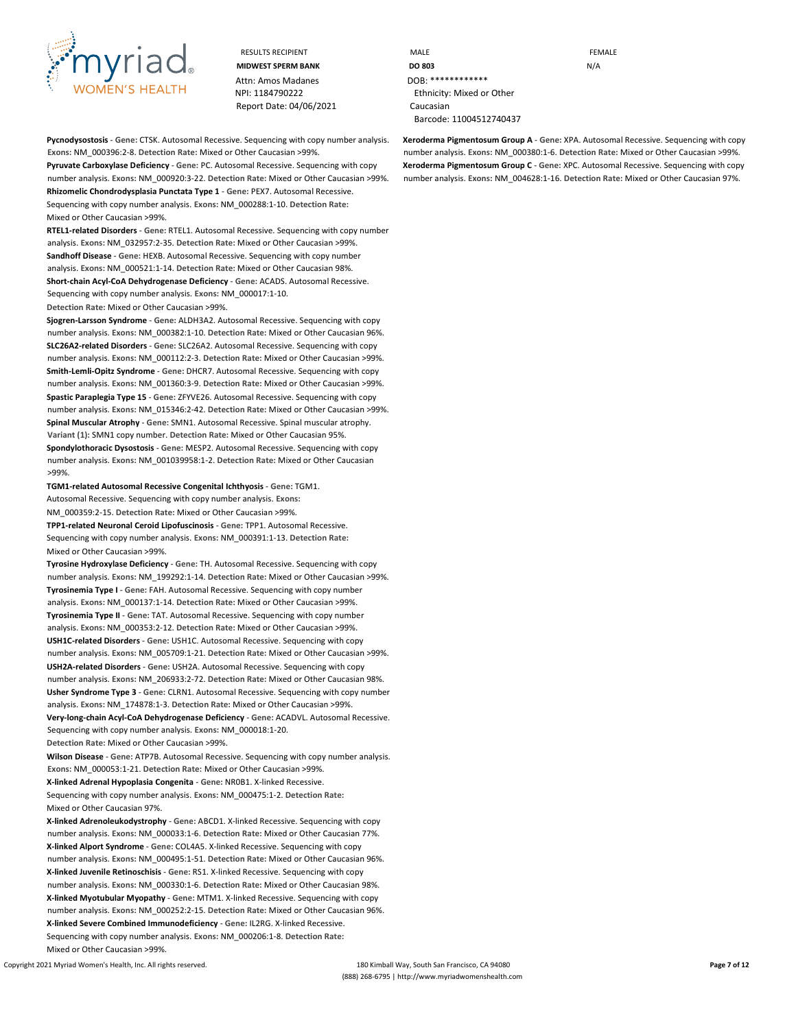| RESULTS RECIPIENT | MALE | FEMALE |
|---|---|---|
| **MIDWEST SPERM BANK** | **DO 803** | N/A |
| Attn: Amos Madanes | DOB: ************ | |
| NPI: 1184790222 | Ethnicity: Mixed or Other Caucasian | |
| Report Date: 04/06/2021 | Barcode: 11004512740437 | |

**Pycnodysostosis** - **Gene:** CTSK. Autosomal Recessive. Sequencing with copy number analysis. **Exons:** NM_000396:2-8. **Detection Rate:** Mixed or Other Caucasian >99%.

**Pyruvate Carboxylase Deficiency** - **Gene:** PC. Autosomal Recessive. Sequencing with copy number analysis. **Exons:** NM_000920:3-22. **Detection Rate:** Mixed or Other Caucasian >99%.

**Rhizomelic Chondrodysplasia Punctata Type 1** - **Gene:** PEX7. Autosomal Recessive. Sequencing with copy number analysis. **Exons:** NM_000288:1-10. **Detection Rate:** Mixed or Other Caucasian >99%.

**RTEL1-related Disorders** - **Gene:** RTEL1. Autosomal Recessive. Sequencing with copy number analysis. **Exons:** NM_032957:2-35. **Detection Rate:** Mixed or Other Caucasian >99%.

**Sandhoff Disease** - **Gene:** HEXB. Autosomal Recessive. Sequencing with copy number analysis. **Exons:** NM_000521:1-14. **Detection Rate:** Mixed or Other Caucasian 98%.

**Short-chain Acyl-CoA Dehydrogenase Deficiency** - **Gene:** ACADS. Autosomal Recessive. Sequencing with copy number analysis. **Exons:** NM_000017:1-10. **Detection Rate:** Mixed or Other Caucasian >99%.

**Sjogren-Larsson Syndrome** - **Gene:** ALDH3A2. Autosomal Recessive. Sequencing with copy number analysis. **Exons:** NM_000382:1-10. **Detection Rate:** Mixed or Other Caucasian 96%.

**SLC26A2-related Disorders** - **Gene:** SLC26A2. Autosomal Recessive. Sequencing with copy number analysis. **Exons:** NM_000112:2-3. **Detection Rate:** Mixed or Other Caucasian >99%.

**Smith-Lemli-Opitz Syndrome** - **Gene:** DHCR7. Autosomal Recessive. Sequencing with copy number analysis. **Exons:** NM_001360:3-9. **Detection Rate:** Mixed or Other Caucasian >99%.

**Spastic Paraplegia Type 15** - **Gene:** ZFYVE26. Autosomal Recessive. Sequencing with copy number analysis. **Exons:** NM_015346:2-42. **Detection Rate:** Mixed or Other Caucasian >99%.

**Spinal Muscular Atrophy** - **Gene:** SMN1. Autosomal Recessive. Spinal muscular atrophy. **Variant (1):** SMN1 copy number. **Detection Rate:** Mixed or Other Caucasian 95%.

**Spondylothoracic Dysostosis** - **Gene:** MESP2. Autosomal Recessive. Sequencing with copy number analysis. **Exons:** NM_001039958:1-2. **Detection Rate:** Mixed or Other Caucasian >99%.

**TGM1-related Autosomal Recessive Congenital Ichthyosis** - **Gene:** TGM1. Autosomal Recessive. Sequencing with copy number analysis. **Exons:** NM_000359:2-15. **Detection Rate:** Mixed or Other Caucasian >99%.

**TPP1-related Neuronal Ceroid Lipofuscinosis** - **Gene:** TPP1. Autosomal Recessive. Sequencing with copy number analysis. **Exons:** NM_000391:1-13. **Detection Rate:** Mixed or Other Caucasian >99%.

**Tyrosine Hydroxylase Deficiency** - **Gene:** TH. Autosomal Recessive. Sequencing with copy number analysis. **Exons:** NM_199292:1-14. **Detection Rate:** Mixed or Other Caucasian >99%.

**Tyrosinemia Type I** - **Gene:** FAH. Autosomal Recessive. Sequencing with copy number analysis. **Exons:** NM_000137:1-14. **Detection Rate:** Mixed or Other Caucasian >99%.

**Tyrosinemia Type II** - **Gene:** TAT. Autosomal Recessive. Sequencing with copy number analysis. **Exons:** NM_000353:2-12. **Detection Rate:** Mixed or Other Caucasian >99%.

**USH1C-related Disorders** - **Gene:** USH1C. Autosomal Recessive. Sequencing with copy number analysis. **Exons:** NM_005709:1-21. **Detection Rate:** Mixed or Other Caucasian >99%.

**USH2A-related Disorders** - **Gene:** USH2A. Autosomal Recessive. Sequencing with copy number analysis. **Exons:** NM_206933:2-72. **Detection Rate:** Mixed or Other Caucasian 98%.

**Usher Syndrome Type 3** - **Gene:** CLRN1. Autosomal Recessive. Sequencing with copy number analysis. **Exons:** NM_174878:1-3. **Detection Rate:** Mixed or Other Caucasian >99%.

**Very-long-chain Acyl-CoA Dehydrogenase Deficiency** - **Gene:** ACADVL. Autosomal Recessive. Sequencing with copy number analysis. **Exons:** NM_000018:1-20. **Detection Rate:** Mixed or Other Caucasian >99%.

**Wilson Disease** - **Gene:** ATP7B. Autosomal Recessive. Sequencing with copy number analysis. **Exons:** NM_000053:1-21. **Detection Rate:** Mixed or Other Caucasian >99%.

**X-linked Adrenal Hypoplasia Congenita** - **Gene:** NR0B1. X-linked Recessive. Sequencing with copy number analysis. **Exons:** NM_000475:1-2. **Detection Rate:** Mixed or Other Caucasian 97%.

**X-linked Adrenoleukodystrophy** - **Gene:** ABCD1. X-linked Recessive. Sequencing with copy number analysis. **Exons:** NM_000033:1-6. **Detection Rate:** Mixed or Other Caucasian 77%.

**X-linked Alport Syndrome** - **Gene:** COL4A5. X-linked Recessive. Sequencing with copy number analysis. **Exons:** NM_000495:1-51. **Detection Rate:** Mixed or Other Caucasian 96%.

**X-linked Juvenile Retinoschisis** - **Gene:** RS1. X-linked Recessive. Sequencing with copy number analysis. **Exons:** NM_000330:1-6. **Detection Rate:** Mixed or Other Caucasian 98%.

**X-linked Myotubular Myopathy** - **Gene:** MTM1. X-linked Recessive. Sequencing with copy number analysis. **Exons:** NM_000252:2-15. **Detection Rate:** Mixed or Other Caucasian 96%.

**X-linked Severe Combined Immunodeficiency** - **Gene:** IL2RG. X-linked Recessive. Sequencing with copy number analysis. **Exons:** NM_000206:1-8. **Detection Rate:** Mixed or Other Caucasian >99%.

**Xeroderma Pigmentosum Group A** - **Gene:** XPA. Autosomal Recessive. Sequencing with copy number analysis. **Exons:** NM_000380:1-6. **Detection Rate:** Mixed or Other Caucasian >99%.

**Xeroderma Pigmentosum Group C** - **Gene:** XPC. Autosomal Recessive. Sequencing with copy number analysis. **Exons:** NM_004628:1-16. **Detection Rate:** Mixed or Other Caucasian 97%.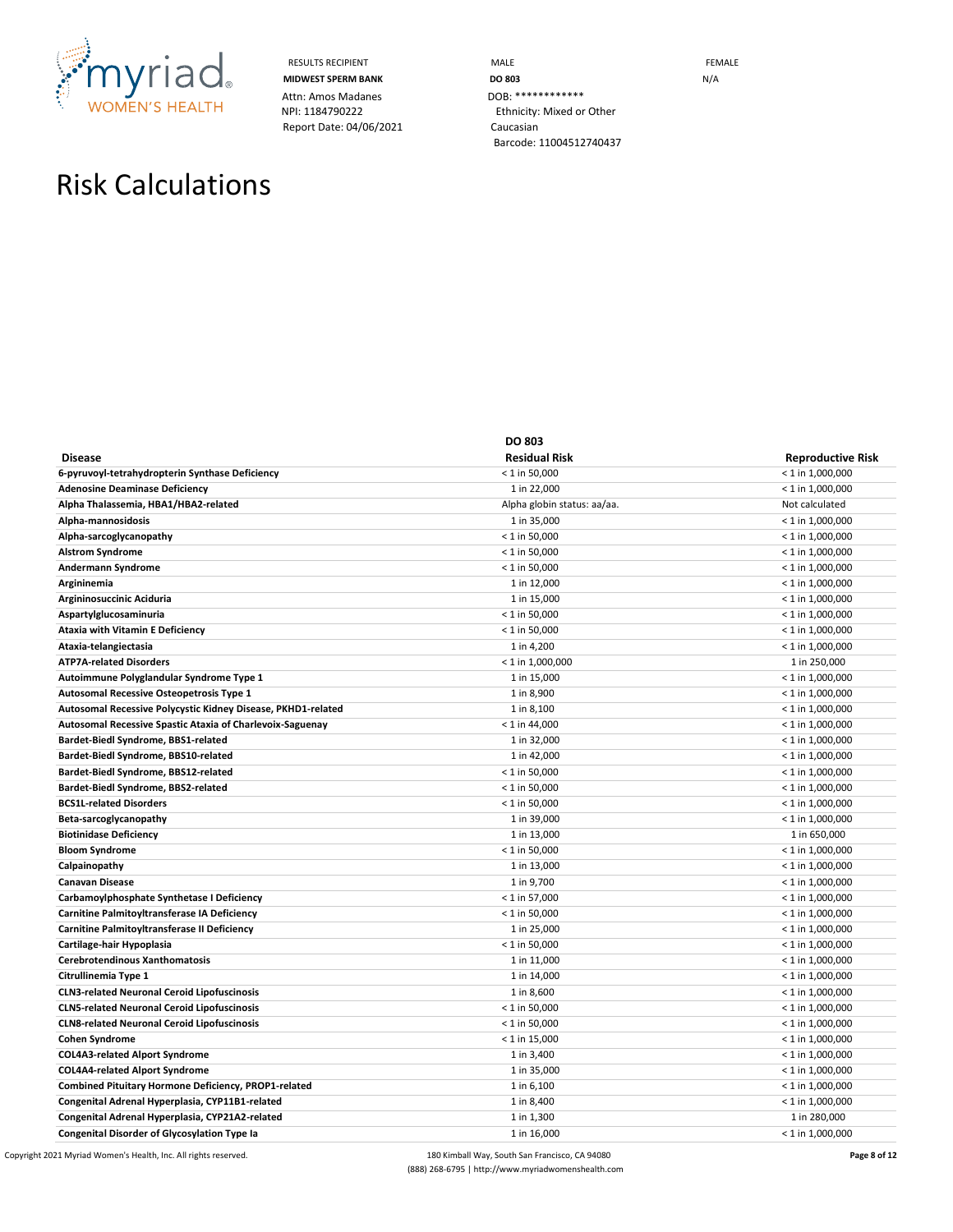| RESULTS RECIPIENT | MALE | FEMALE |
|---|---|---|
| **MIDWEST SPERM BANK** | **DO 803** | N/A |
| Attn: Amos Madanes | DOB: ************ | |
| NPI: 1184790222 | Ethnicity: Mixed or Other Caucasian | |
| Report Date: 04/06/2021 | Barcode: 11004512740437 | |

# Risk Calculations

| Disease | DO 803 Residual Risk | Reproductive Risk |
|---|---|---|
| 6-pyruvoyl-tetrahydropterin Synthase Deficiency | < 1 in 50,000 | < 1 in 1,000,000 |
| Adenosine Deaminase Deficiency | 1 in 22,000 | < 1 in 1,000,000 |
| Alpha Thalassemia, HBA1/HBA2-related | Alpha globin status: aa/aa. | Not calculated |
| Alpha-mannosidosis | 1 in 35,000 | < 1 in 1,000,000 |
| Alpha-sarcoglycanopathy | < 1 in 50,000 | < 1 in 1,000,000 |
| Alstrom Syndrome | < 1 in 50,000 | < 1 in 1,000,000 |
| Andermann Syndrome | < 1 in 50,000 | < 1 in 1,000,000 |
| Argininemia | 1 in 12,000 | < 1 in 1,000,000 |
| Argininosuccinic Aciduria | 1 in 15,000 | < 1 in 1,000,000 |
| Aspartylglucosaminuria | < 1 in 50,000 | < 1 in 1,000,000 |
| Ataxia with Vitamin E Deficiency | < 1 in 50,000 | < 1 in 1,000,000 |
| Ataxia-telangiectasia | 1 in 4,200 | < 1 in 1,000,000 |
| ATP7A-related Disorders | < 1 in 1,000,000 | 1 in 250,000 |
| Autoimmune Polyglandular Syndrome Type 1 | 1 in 15,000 | < 1 in 1,000,000 |
| Autosomal Recessive Osteopetrosis Type 1 | 1 in 8,900 | < 1 in 1,000,000 |
| Autosomal Recessive Polycystic Kidney Disease, PKHD1-related | 1 in 8,100 | < 1 in 1,000,000 |
| Autosomal Recessive Spastic Ataxia of Charlevoix-Saguenay | < 1 in 44,000 | < 1 in 1,000,000 |
| Bardet-Biedl Syndrome, BBS1-related | 1 in 32,000 | < 1 in 1,000,000 |
| Bardet-Biedl Syndrome, BBS10-related | 1 in 42,000 | < 1 in 1,000,000 |
| Bardet-Biedl Syndrome, BBS12-related | < 1 in 50,000 | < 1 in 1,000,000 |
| Bardet-Biedl Syndrome, BBS2-related | < 1 in 50,000 | < 1 in 1,000,000 |
| BCS1L-related Disorders | < 1 in 50,000 | < 1 in 1,000,000 |
| Beta-sarcoglycanopathy | 1 in 39,000 | < 1 in 1,000,000 |
| Biotinidase Deficiency | 1 in 13,000 | 1 in 650,000 |
| Bloom Syndrome | < 1 in 50,000 | < 1 in 1,000,000 |
| Calpainopathy | 1 in 13,000 | < 1 in 1,000,000 |
| Canavan Disease | 1 in 9,700 | < 1 in 1,000,000 |
| Carbamoylphosphate Synthetase I Deficiency | < 1 in 57,000 | < 1 in 1,000,000 |
| Carnitine Palmitoyltransferase IA Deficiency | < 1 in 50,000 | < 1 in 1,000,000 |
| Carnitine Palmitoyltransferase II Deficiency | 1 in 25,000 | < 1 in 1,000,000 |
| Cartilage-hair Hypoplasia | < 1 in 50,000 | < 1 in 1,000,000 |
| Cerebrotendinous Xanthomatosis | 1 in 11,000 | < 1 in 1,000,000 |
| Citrullinemia Type 1 | 1 in 14,000 | < 1 in 1,000,000 |
| CLN3-related Neuronal Ceroid Lipofuscinosis | 1 in 8,600 | < 1 in 1,000,000 |
| CLN5-related Neuronal Ceroid Lipofuscinosis | < 1 in 50,000 | < 1 in 1,000,000 |
| CLN8-related Neuronal Ceroid Lipofuscinosis | < 1 in 50,000 | < 1 in 1,000,000 |
| Cohen Syndrome | < 1 in 15,000 | < 1 in 1,000,000 |
| COL4A3-related Alport Syndrome | 1 in 3,400 | < 1 in 1,000,000 |
| COL4A4-related Alport Syndrome | 1 in 35,000 | < 1 in 1,000,000 |
| Combined Pituitary Hormone Deficiency, PROP1-related | 1 in 6,100 | < 1 in 1,000,000 |
| Congenital Adrenal Hyperplasia, CYP11B1-related | 1 in 8,400 | < 1 in 1,000,000 |
| Congenital Adrenal Hyperplasia, CYP21A2-related | 1 in 1,300 | 1 in 280,000 |
| Congenital Disorder of Glycosylation Type Ia | 1 in 16,000 | < 1 in 1,000,000 |

Copyright 2021 Myriad Women's Health, Inc. All rights reserved. 180 Kimball Way, South San Francisco, CA 94080 (888) 268-6795 | http://www.myriadwomenshealth.com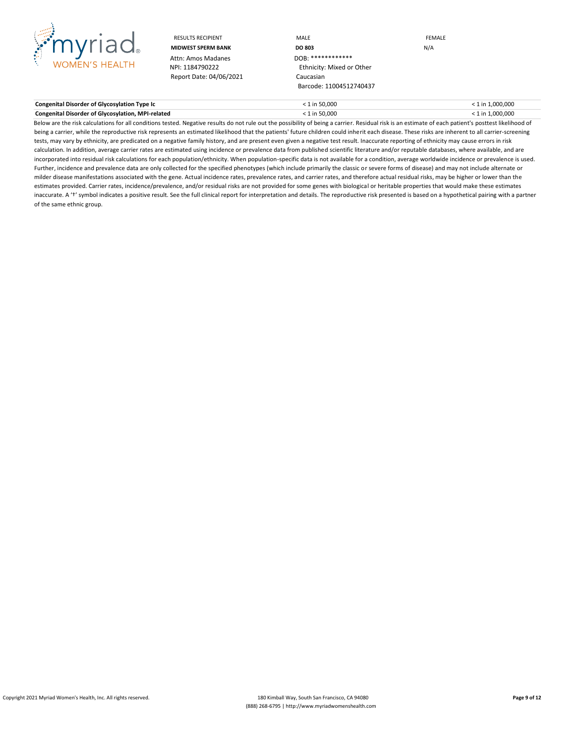| RESULTS RECIPIENT | MALE | FEMALE |
|---|---|---|
| **MIDWEST SPERM BANK** | **DO 803** | N/A |
| Attn: Amos Madanes | DOB: ************ | |
| NPI: 1184790222 | Ethnicity: Mixed or Other Caucasian | |
| Report Date: 04/06/2021 | Barcode: 11004512740437 | |

| | | |
|---|---|---|
| **Congenital Disorder of Glycosylation Type Ic** | < 1 in 50,000 | < 1 in 1,000,000 |
| **Congenital Disorder of Glycosylation, MPI-related** | < 1 in 50,000 | < 1 in 1,000,000 |

Below are the risk calculations for all conditions tested. Negative results do not rule out the possibility of being a carrier. Residual risk is an estimate of each patient's posttest likelihood of being a carrier, while the reproductive risk represents an estimated likelihood that the patients' future children could inherit each disease. These risks are inherent to all carrier-screening tests, may vary by ethnicity, are predicated on a negative family history, and are present even given a negative test result. Inaccurate reporting of ethnicity may cause errors in risk calculation. In addition, average carrier rates are estimated using incidence or prevalence data from published scientific literature and/or reputable databases, where available, and are incorporated into residual risk calculations for each population/ethnicity. When population-specific data is not available for a condition, average worldwide incidence or prevalence is used. Further, incidence and prevalence data are only collected for the specified phenotypes (which include primarily the classic or severe forms of disease) and may not include alternate or milder disease manifestations associated with the gene. Actual incidence rates, prevalence rates, and carrier rates, and therefore actual residual risks, may be higher or lower than the estimates provided. Carrier rates, incidence/prevalence, and/or residual risks are not provided for some genes with biological or heritable properties that would make these estimates inaccurate. A '†' symbol indicates a positive result. See the full clinical report for interpretation and details. The reproductive risk presented is based on a hypothetical pairing with a partner of the same ethnic group.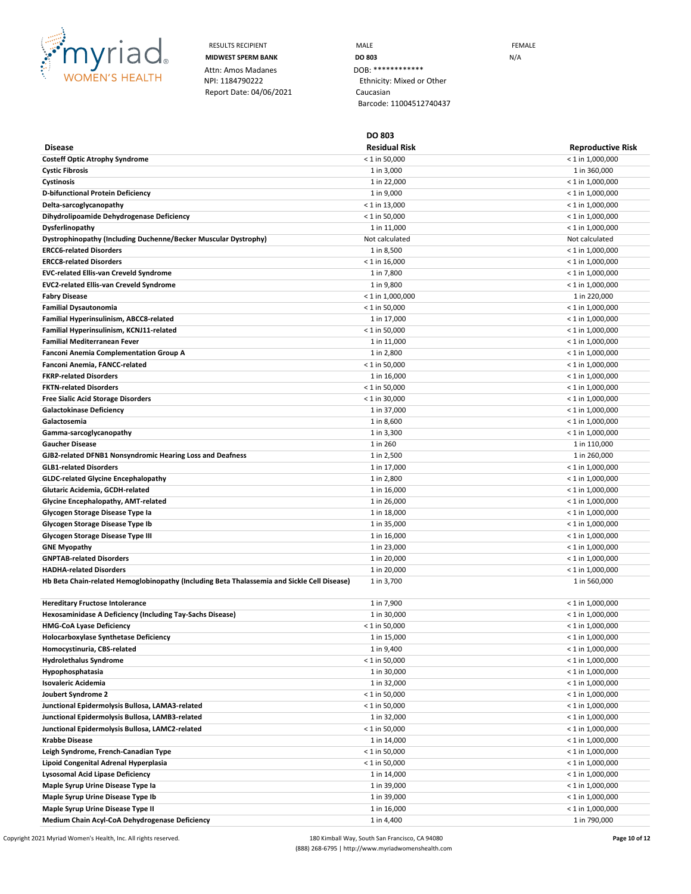| RESULTS RECIPIENT | MALE | FEMALE |
|---|---|---|
| **MIDWEST SPERM BANK** | **DO 803** | N/A |
| Attn: Amos Madanes | DOB: ************ | |
| NPI: 1184790222 | Ethnicity: Mixed or Other Caucasian | |
| Report Date: 04/06/2021 | Barcode: 11004512740437 | |

| Disease | DO 803 Residual Risk | Reproductive Risk |
|---|---|---|
| **Costeff Optic Atrophy Syndrome** | < 1 in 50,000 | < 1 in 1,000,000 |
| **Cystic Fibrosis** | 1 in 3,000 | 1 in 360,000 |
| **Cystinosis** | 1 in 22,000 | < 1 in 1,000,000 |
| **D-bifunctional Protein Deficiency** | 1 in 9,000 | < 1 in 1,000,000 |
| **Delta-sarcoglycanopathy** | < 1 in 13,000 | < 1 in 1,000,000 |
| **Dihydrolipoamide Dehydrogenase Deficiency** | < 1 in 50,000 | < 1 in 1,000,000 |
| **Dysferlinopathy** | 1 in 11,000 | < 1 in 1,000,000 |
| **Dystrophinopathy (Including Duchenne/Becker Muscular Dystrophy)** | Not calculated | Not calculated |
| **ERCC6-related Disorders** | 1 in 8,500 | < 1 in 1,000,000 |
| **ERCC8-related Disorders** | < 1 in 16,000 | < 1 in 1,000,000 |
| **EVC-related Ellis-van Creveld Syndrome** | 1 in 7,800 | < 1 in 1,000,000 |
| **EVC2-related Ellis-van Creveld Syndrome** | 1 in 9,800 | < 1 in 1,000,000 |
| **Fabry Disease** | < 1 in 1,000,000 | 1 in 220,000 |
| **Familial Dysautonomia** | < 1 in 50,000 | < 1 in 1,000,000 |
| **Familial Hyperinsulinism, ABCC8-related** | 1 in 17,000 | < 1 in 1,000,000 |
| **Familial Hyperinsulinism, KCNJ11-related** | < 1 in 50,000 | < 1 in 1,000,000 |
| **Familial Mediterranean Fever** | 1 in 11,000 | < 1 in 1,000,000 |
| **Fanconi Anemia Complementation Group A** | 1 in 2,800 | < 1 in 1,000,000 |
| **Fanconi Anemia, FANCC-related** | < 1 in 50,000 | < 1 in 1,000,000 |
| **FKRP-related Disorders** | 1 in 16,000 | < 1 in 1,000,000 |
| **FKTN-related Disorders** | < 1 in 50,000 | < 1 in 1,000,000 |
| **Free Sialic Acid Storage Disorders** | < 1 in 30,000 | < 1 in 1,000,000 |
| **Galactokinase Deficiency** | 1 in 37,000 | < 1 in 1,000,000 |
| **Galactosemia** | 1 in 8,600 | < 1 in 1,000,000 |
| **Gamma-sarcoglycanopathy** | 1 in 3,300 | < 1 in 1,000,000 |
| **Gaucher Disease** | 1 in 260 | 1 in 110,000 |
| **GJB2-related DFNB1 Nonsyndromic Hearing Loss and Deafness** | 1 in 2,500 | 1 in 260,000 |
| **GLB1-related Disorders** | 1 in 17,000 | < 1 in 1,000,000 |
| **GLDC-related Glycine Encephalopathy** | 1 in 2,800 | < 1 in 1,000,000 |
| **Glutaric Acidemia, GCDH-related** | 1 in 16,000 | < 1 in 1,000,000 |
| **Glycine Encephalopathy, AMT-related** | 1 in 26,000 | < 1 in 1,000,000 |
| **Glycogen Storage Disease Type Ia** | 1 in 18,000 | < 1 in 1,000,000 |
| **Glycogen Storage Disease Type Ib** | 1 in 35,000 | < 1 in 1,000,000 |
| **Glycogen Storage Disease Type III** | 1 in 16,000 | < 1 in 1,000,000 |
| **GNE Myopathy** | 1 in 23,000 | < 1 in 1,000,000 |
| **GNPTAB-related Disorders** | 1 in 20,000 | < 1 in 1,000,000 |
| **HADHA-related Disorders** | 1 in 20,000 | < 1 in 1,000,000 |
| **Hb Beta Chain-related Hemoglobinopathy (Including Beta Thalassemia and Sickle Cell Disease)** | 1 in 3,700 | 1 in 560,000 |
| **Hereditary Fructose Intolerance** | 1 in 7,900 | < 1 in 1,000,000 |
| **Hexosaminidase A Deficiency (Including Tay-Sachs Disease)** | 1 in 30,000 | < 1 in 1,000,000 |
| **HMG-CoA Lyase Deficiency** | < 1 in 50,000 | < 1 in 1,000,000 |
| **Holocarboxylase Synthetase Deficiency** | 1 in 15,000 | < 1 in 1,000,000 |
| **Homocystinuria, CBS-related** | 1 in 9,400 | < 1 in 1,000,000 |
| **Hydrolethalus Syndrome** | < 1 in 50,000 | < 1 in 1,000,000 |
| **Hypophosphatasia** | 1 in 30,000 | < 1 in 1,000,000 |
| **Isovaleric Acidemia** | 1 in 32,000 | < 1 in 1,000,000 |
| **Joubert Syndrome 2** | < 1 in 50,000 | < 1 in 1,000,000 |
| **Junctional Epidermolysis Bullosa, LAMA3-related** | < 1 in 50,000 | < 1 in 1,000,000 |
| **Junctional Epidermolysis Bullosa, LAMB3-related** | 1 in 32,000 | < 1 in 1,000,000 |
| **Junctional Epidermolysis Bullosa, LAMC2-related** | < 1 in 50,000 | < 1 in 1,000,000 |
| **Krabbe Disease** | 1 in 14,000 | < 1 in 1,000,000 |
| **Leigh Syndrome, French-Canadian Type** | < 1 in 50,000 | < 1 in 1,000,000 |
| **Lipoid Congenital Adrenal Hyperplasia** | < 1 in 50,000 | < 1 in 1,000,000 |
| **Lysosomal Acid Lipase Deficiency** | 1 in 14,000 | < 1 in 1,000,000 |
| **Maple Syrup Urine Disease Type Ia** | 1 in 39,000 | < 1 in 1,000,000 |
| **Maple Syrup Urine Disease Type Ib** | 1 in 39,000 | < 1 in 1,000,000 |
| **Maple Syrup Urine Disease Type II** | 1 in 16,000 | < 1 in 1,000,000 |
| **Medium Chain Acyl-CoA Dehydrogenase Deficiency** | 1 in 4,400 | 1 in 790,000 |

Copyright 2021 Myriad Women's Health, Inc. All rights reserved. 180 Kimball Way, South San Francisco, CA 94080 (888) 268-6795 | http://www.myriadwomenshealth.com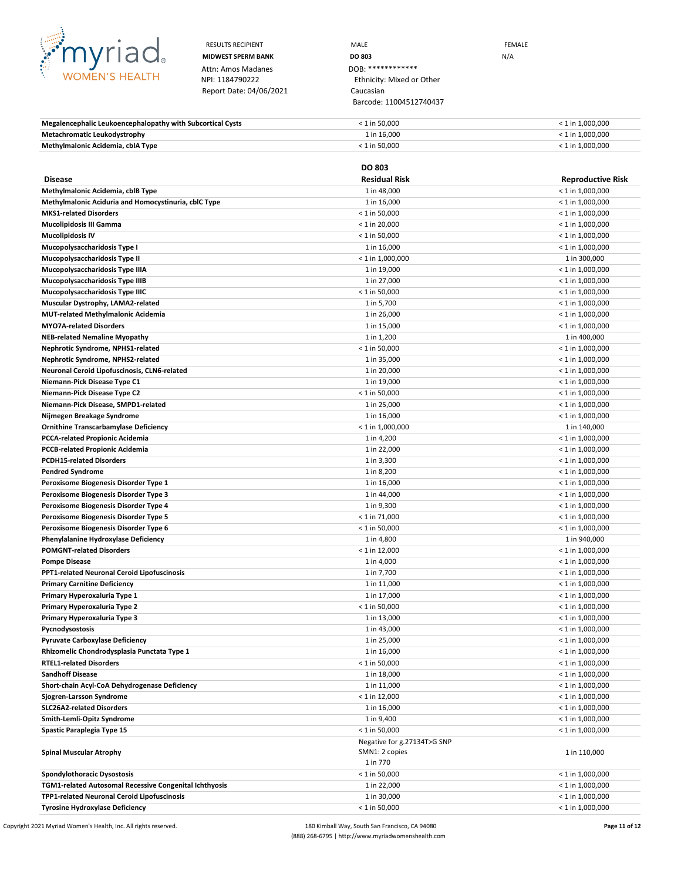| RESULTS RECIPIENT | MALE | FEMALE |
|---|---|---|
| **MIDWEST SPERM BANK** | **DO 803** | N/A |
| Attn: Amos Madanes | DOB: ************* | |
| NPI: 1184790222 | Ethnicity: Mixed or Other Caucasian | |
| Report Date: 04/06/2021 | Barcode: 11004512740437 | |

| Disease | DO 803 Residual Risk | Reproductive Risk |
|---|---|---|
| **Megalencephalic Leukoencephalopathy with Subcortical Cysts** | < 1 in 50,000 | < 1 in 1,000,000 |
| **Metachromatic Leukodystrophy** | 1 in 16,000 | < 1 in 1,000,000 |
| **Methylmalonic Acidemia, cblA Type** | < 1 in 50,000 | < 1 in 1,000,000 |
| **Methylmalonic Acidemia, cblB Type** | 1 in 48,000 | < 1 in 1,000,000 |
| **Methylmalonic Aciduria and Homocystinuria, cblC Type** | 1 in 16,000 | < 1 in 1,000,000 |
| **MKS1-related Disorders** | < 1 in 50,000 | < 1 in 1,000,000 |
| **Mucolipidosis III Gamma** | < 1 in 20,000 | < 1 in 1,000,000 |
| **Mucolipidosis IV** | < 1 in 50,000 | < 1 in 1,000,000 |
| **Mucopolysaccharidosis Type I** | 1 in 16,000 | < 1 in 1,000,000 |
| **Mucopolysaccharidosis Type II** | < 1 in 1,000,000 | 1 in 300,000 |
| **Mucopolysaccharidosis Type IIIA** | 1 in 19,000 | < 1 in 1,000,000 |
| **Mucopolysaccharidosis Type IIIB** | 1 in 27,000 | < 1 in 1,000,000 |
| **Mucopolysaccharidosis Type IIIC** | < 1 in 50,000 | < 1 in 1,000,000 |
| **Muscular Dystrophy, LAMA2-related** | 1 in 5,700 | < 1 in 1,000,000 |
| **MUT-related Methylmalonic Acidemia** | 1 in 26,000 | < 1 in 1,000,000 |
| **MYO7A-related Disorders** | 1 in 15,000 | < 1 in 1,000,000 |
| **NEB-related Nemaline Myopathy** | 1 in 1,200 | 1 in 400,000 |
| **Nephrotic Syndrome, NPHS1-related** | < 1 in 50,000 | < 1 in 1,000,000 |
| **Nephrotic Syndrome, NPHS2-related** | 1 in 35,000 | < 1 in 1,000,000 |
| **Neuronal Ceroid Lipofuscinosis, CLN6-related** | 1 in 20,000 | < 1 in 1,000,000 |
| **Niemann-Pick Disease Type C1** | 1 in 19,000 | < 1 in 1,000,000 |
| **Niemann-Pick Disease Type C2** | < 1 in 50,000 | < 1 in 1,000,000 |
| **Niemann-Pick Disease, SMPD1-related** | 1 in 25,000 | < 1 in 1,000,000 |
| **Nijmegen Breakage Syndrome** | 1 in 16,000 | < 1 in 1,000,000 |
| **Ornithine Transcarbamylase Deficiency** | < 1 in 1,000,000 | 1 in 140,000 |
| **PCCA-related Propionic Acidemia** | 1 in 4,200 | < 1 in 1,000,000 |
| **PCCB-related Propionic Acidemia** | 1 in 22,000 | < 1 in 1,000,000 |
| **PCDH15-related Disorders** | 1 in 3,300 | < 1 in 1,000,000 |
| **Pendred Syndrome** | 1 in 8,200 | < 1 in 1,000,000 |
| **Peroxisome Biogenesis Disorder Type 1** | 1 in 16,000 | < 1 in 1,000,000 |
| **Peroxisome Biogenesis Disorder Type 3** | 1 in 44,000 | < 1 in 1,000,000 |
| **Peroxisome Biogenesis Disorder Type 4** | 1 in 9,300 | < 1 in 1,000,000 |
| **Peroxisome Biogenesis Disorder Type 5** | < 1 in 71,000 | < 1 in 1,000,000 |
| **Peroxisome Biogenesis Disorder Type 6** | < 1 in 50,000 | < 1 in 1,000,000 |
| **Phenylalanine Hydroxylase Deficiency** | 1 in 4,800 | 1 in 940,000 |
| **POMGNT-related Disorders** | < 1 in 12,000 | < 1 in 1,000,000 |
| **Pompe Disease** | 1 in 4,000 | < 1 in 1,000,000 |
| **PPT1-related Neuronal Ceroid Lipofuscinosis** | 1 in 7,700 | < 1 in 1,000,000 |
| **Primary Carnitine Deficiency** | 1 in 11,000 | < 1 in 1,000,000 |
| **Primary Hyperoxaluria Type 1** | 1 in 17,000 | < 1 in 1,000,000 |
| **Primary Hyperoxaluria Type 2** | < 1 in 50,000 | < 1 in 1,000,000 |
| **Primary Hyperoxaluria Type 3** | 1 in 13,000 | < 1 in 1,000,000 |
| **Pycnodysostosis** | 1 in 43,000 | < 1 in 1,000,000 |
| **Pyruvate Carboxylase Deficiency** | 1 in 25,000 | < 1 in 1,000,000 |
| **Rhizomelic Chondrodysplasia Punctata Type 1** | 1 in 16,000 | < 1 in 1,000,000 |
| **RTEL1-related Disorders** | < 1 in 50,000 | < 1 in 1,000,000 |
| **Sandhoff Disease** | 1 in 18,000 | < 1 in 1,000,000 |
| **Short-chain Acyl-CoA Dehydrogenase Deficiency** | 1 in 11,000 | < 1 in 1,000,000 |
| **Sjogren-Larsson Syndrome** | < 1 in 12,000 | < 1 in 1,000,000 |
| **SLC26A2-related Disorders** | 1 in 16,000 | < 1 in 1,000,000 |
| **Smith-Lemli-Opitz Syndrome** | 1 in 9,400 | < 1 in 1,000,000 |
| **Spastic Paraplegia Type 15** | < 1 in 50,000 | < 1 in 1,000,000 |
| **Spinal Muscular Atrophy** | Negative for g.27134T>G SNP<br>SMN1: 2 copies<br>1 in 770 | 1 in 110,000 |
| **Spondylothoracic Dysostosis** | < 1 in 50,000 | < 1 in 1,000,000 |
| **TGM1-related Autosomal Recessive Congenital Ichthyosis** | 1 in 22,000 | < 1 in 1,000,000 |
| **TPP1-related Neuronal Ceroid Lipofuscinosis** | 1 in 30,000 | < 1 in 1,000,000 |
| **Tyrosine Hydroxylase Deficiency** | < 1 in 50,000 | < 1 in 1,000,000 |

Copyright 2021 Myriad Women's Health, Inc. All rights reserved.

180 Kimball Way, South San Francisco, CA 94080
(888) 268-6795 | http://www.myriadwomenshealth.com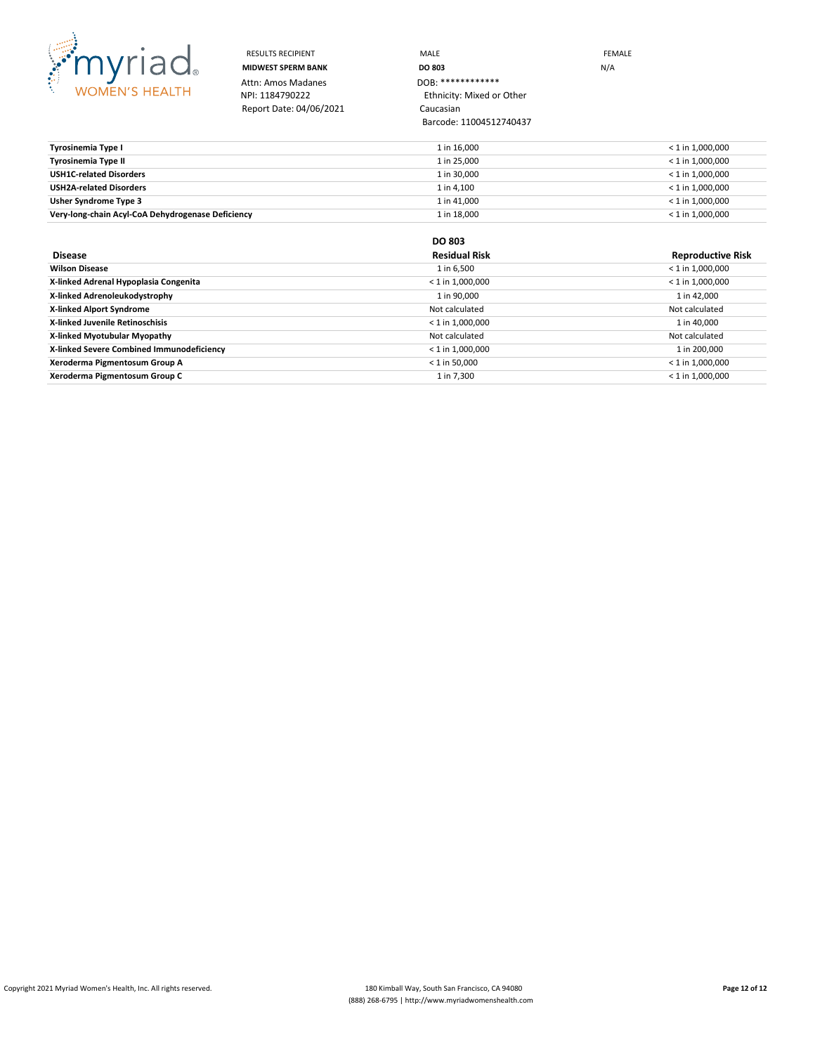| RESULTS RECIPIENT | MALE | FEMALE |
|---|---|---|
| **MIDWEST SPERM BANK** | **DO 803** | N/A |
| Attn: Amos Madanes | DOB: ************ | |
| NPI: 1184790222 | Ethnicity: Mixed or Other Caucasian | |
| Report Date: 04/06/2021 | Barcode: 11004512740437 | |

| | | |
|---|---|---|
| **Tyrosinemia Type I** | 1 in 16,000 | < 1 in 1,000,000 |
| **Tyrosinemia Type II** | 1 in 25,000 | < 1 in 1,000,000 |
| **USH1C-related Disorders** | 1 in 30,000 | < 1 in 1,000,000 |
| **USH2A-related Disorders** | 1 in 4,100 | < 1 in 1,000,000 |
| **Usher Syndrome Type 3** | 1 in 41,000 | < 1 in 1,000,000 |
| **Very-long-chain Acyl-CoA Dehydrogenase Deficiency** | 1 in 18,000 | < 1 in 1,000,000 |

| | DO 803 | |
|---|---|---|
| **Disease** | **Residual Risk** | **Reproductive Risk** |
| **Wilson Disease** | 1 in 6,500 | < 1 in 1,000,000 |
| **X-linked Adrenal Hypoplasia Congenita** | < 1 in 1,000,000 | < 1 in 1,000,000 |
| **X-linked Adrenoleukodystrophy** | 1 in 90,000 | 1 in 42,000 |
| **X-linked Alport Syndrome** | Not calculated | Not calculated |
| **X-linked Juvenile Retinoschisis** | < 1 in 1,000,000 | 1 in 40,000 |
| **X-linked Myotubular Myopathy** | Not calculated | Not calculated |
| **X-linked Severe Combined Immunodeficiency** | < 1 in 1,000,000 | 1 in 200,000 |
| **Xeroderma Pigmentosum Group A** | < 1 in 50,000 | < 1 in 1,000,000 |
| **Xeroderma Pigmentosum Group C** | 1 in 7,300 | < 1 in 1,000,000 |

Copyright 2021 Myriad Women's Health, Inc. All rights reserved.

180 Kimball Way, South San Francisco, CA 94080
(888) 268-6795 | http://www.myriadwomenshealth.com